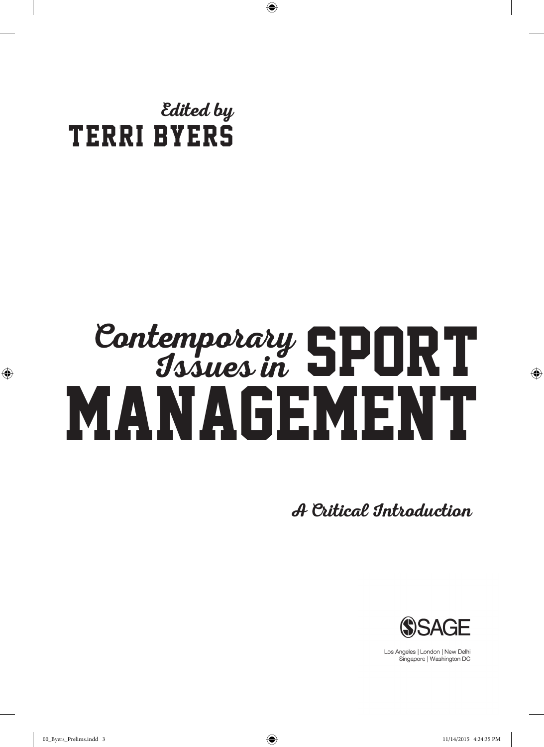Edited by
**TERRI BYERS**

# Contemporary Issues in SPORT MANAGEMENT

## A Critical Introduction

SAGE

Los Angeles | London | New Delhi
Singapore | Washington DC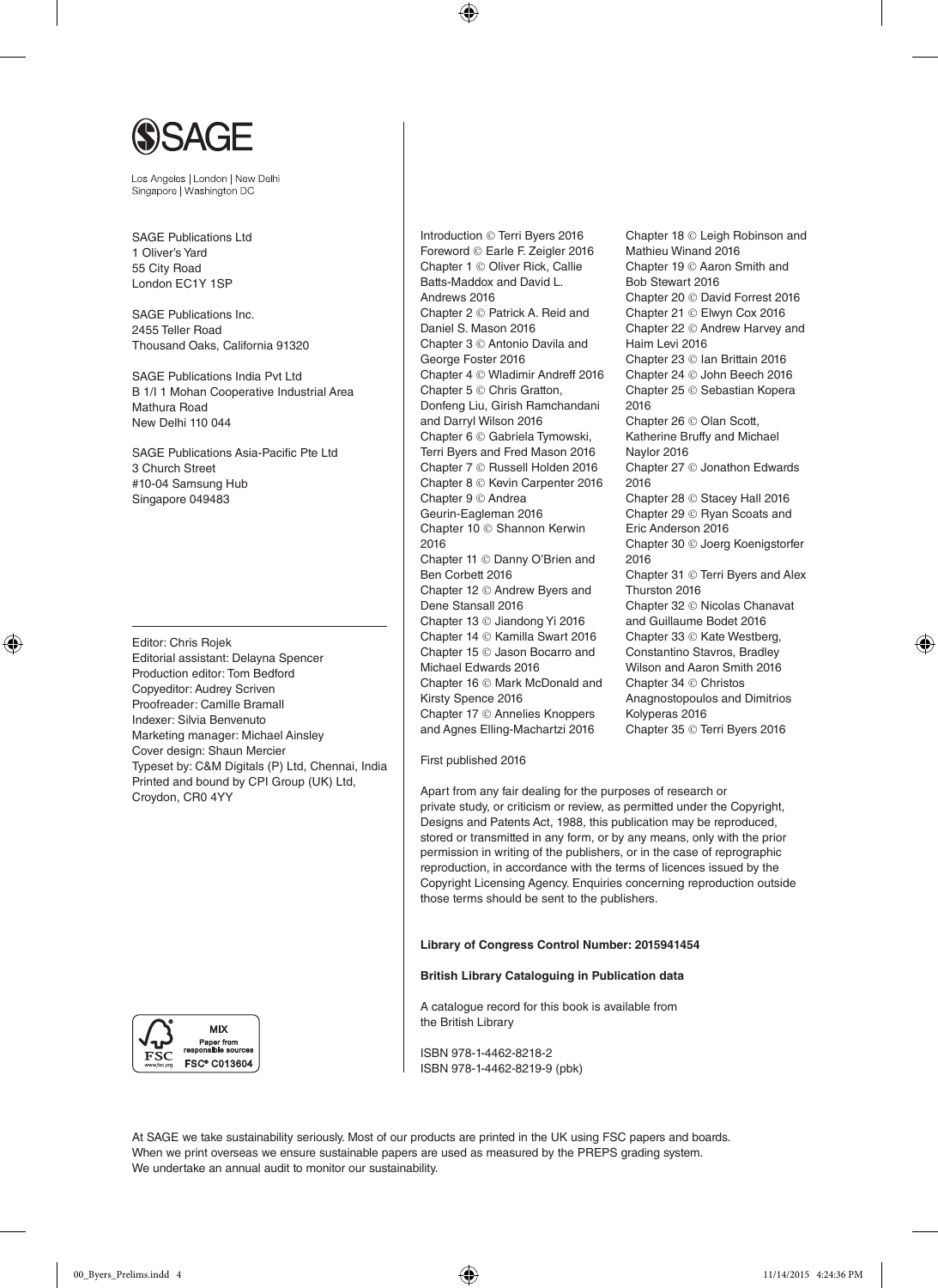SAGE

Los Angeles | London | New Delhi
Singapore | Washington DC

SAGE Publications Ltd
1 Oliver's Yard
55 City Road
London EC1Y 1SP

SAGE Publications Inc.
2455 Teller Road
Thousand Oaks, California 91320

SAGE Publications India Pvt Ltd
B 1/I 1 Mohan Cooperative Industrial Area
Mathura Road
New Delhi 110 044

SAGE Publications Asia-Pacific Pte Ltd
3 Church Street
#10-04 Samsung Hub
Singapore 049483

Editor: Chris Rojek
Editorial assistant: Delayna Spencer
Production editor: Tom Bedford
Copyeditor: Audrey Scriven
Proofreader: Camille Bramall
Indexer: Silvia Benvenuto
Marketing manager: Michael Ainsley
Cover design: Shaun Mercier
Typeset by: C&M Digitals (P) Ltd, Chennai, India
Printed and bound by CPI Group (UK) Ltd, Croydon, CR0 4YY

Introduction © Terri Byers 2016
Foreword © Earle F. Zeigler 2016
Chapter 1 © Oliver Rick, Callie Batts-Maddox and David L. Andrews 2016
Chapter 2 © Patrick A. Reid and Daniel S. Mason 2016
Chapter 3 © Antonio Davila and George Foster 2016
Chapter 4 © Wladimir Andreff 2016
Chapter 5 © Chris Gratton, Donfeng Liu, Girish Ramchandani and Darryl Wilson 2016
Chapter 6 © Gabriela Tymowski, Terri Byers and Fred Mason 2016
Chapter 7 © Russell Holden 2016
Chapter 8 © Kevin Carpenter 2016
Chapter 9 © Andrea Geurin-Eagleman 2016
Chapter 10 © Shannon Kerwin 2016
Chapter 11 © Danny O'Brien and Ben Corbett 2016
Chapter 12 © Andrew Byers and Dene Stansall 2016
Chapter 13 © Jiandong Yi 2016
Chapter 14 © Kamilla Swart 2016
Chapter 15 © Jason Bocarro and Michael Edwards 2016
Chapter 16 © Mark McDonald and Kirsty Spence 2016
Chapter 17 © Annelies Knoppers and Agnes Elling-Machartzi 2016
Chapter 18 © Leigh Robinson and Mathieu Winand 2016
Chapter 19 © Aaron Smith and Bob Stewart 2016
Chapter 20 © David Forrest 2016
Chapter 21 © Elwyn Cox 2016
Chapter 22 © Andrew Harvey and Haim Levi 2016
Chapter 23 © Ian Brittain 2016
Chapter 24 © John Beech 2016
Chapter 25 © Sebastian Kopera 2016
Chapter 26 © Olan Scott, Katherine Bruffy and Michael Naylor 2016
Chapter 27 © Jonathon Edwards 2016
Chapter 28 © Stacey Hall 2016
Chapter 29 © Ryan Scoats and Eric Anderson 2016
Chapter 30 © Joerg Koenigstorfer 2016
Chapter 31 © Terri Byers and Alex Thurston 2016
Chapter 32 © Nicolas Chanavat and Guillaume Bodet 2016
Chapter 33 © Kate Westberg, Constantino Stavros, Bradley Wilson and Aaron Smith 2016
Chapter 34 © Christos Anagnostopoulos and Dimitrios Kolyperas 2016
Chapter 35 © Terri Byers 2016

First published 2016

Apart from any fair dealing for the purposes of research or private study, or criticism or review, as permitted under the Copyright, Designs and Patents Act, 1988, this publication may be reproduced, stored or transmitted in any form, or by any means, only with the prior permission in writing of the publishers, or in the case of reprographic reproduction, in accordance with the terms of licences issued by the Copyright Licensing Agency. Enquiries concerning reproduction outside those terms should be sent to the publishers.

**Library of Congress Control Number: 2015941454**

**British Library Cataloguing in Publication data**

A catalogue record for this book is available from the British Library

ISBN 978-1-4462-8218-2
ISBN 978-1-4462-8219-9 (pbk)

MIX
Paper from responsible sources
FSC® C013604

At SAGE we take sustainability seriously. Most of our products are printed in the UK using FSC papers and boards. When we print overseas we ensure sustainable papers are used as measured by the PREPS grading system. We undertake an annual audit to monitor our sustainability.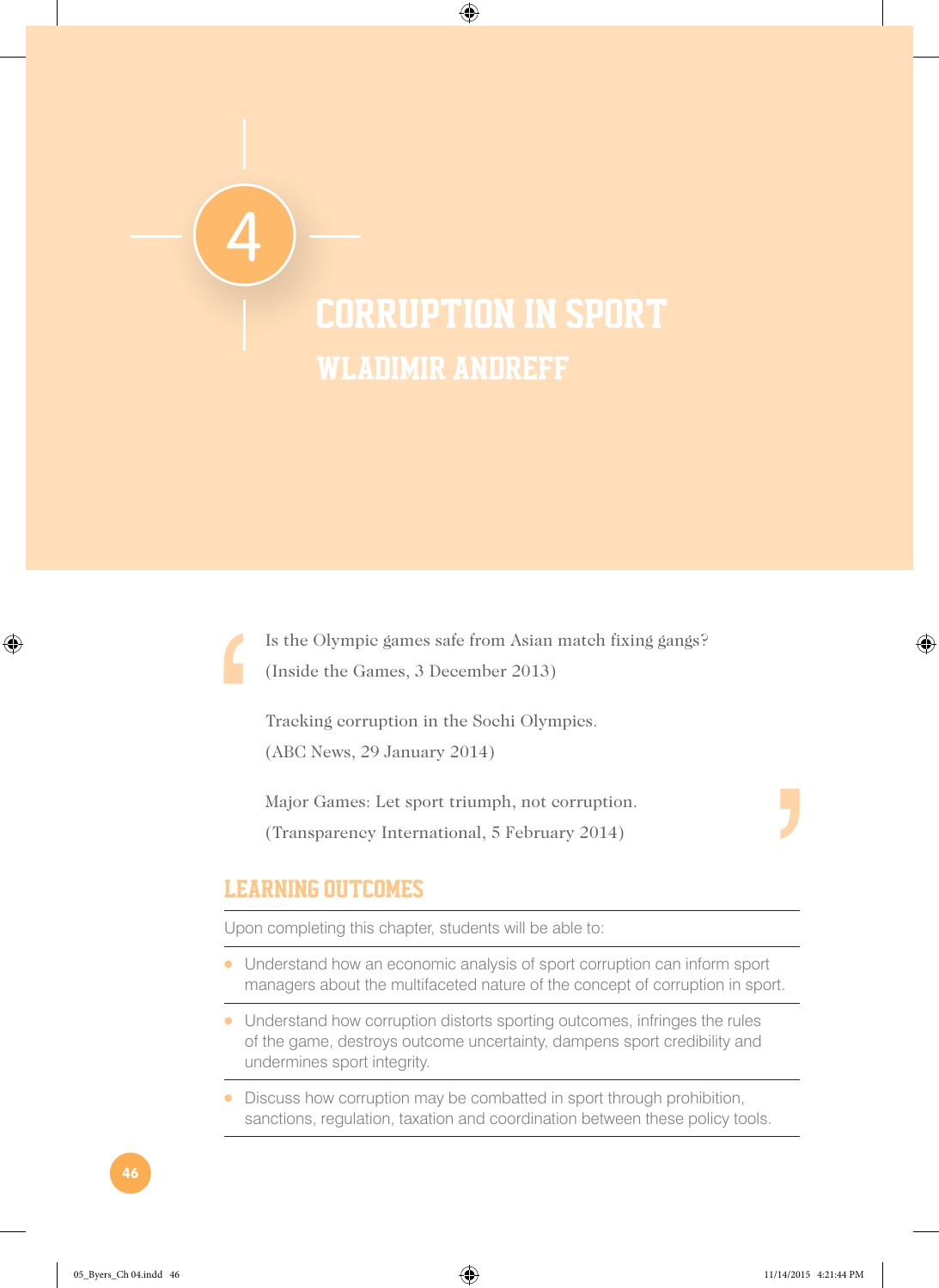# 4 CORRUPTION IN SPORT

## WLADIMIR ANDREFF

> Is the Olympic games safe from Asian match fixing gangs?
> (Inside the Games, 3 December 2013)
>
> Tracking corruption in the Sochi Olympics.
> (ABC News, 29 January 2014)
>
> Major Games: Let sport triumph, not corruption.
> (Transparency International, 5 February 2014)

## LEARNING OUTCOMES

Upon completing this chapter, students will be able to:

- Understand how an economic analysis of sport corruption can inform sport managers about the multifaceted nature of the concept of corruption in sport.
- Understand how corruption distorts sporting outcomes, infringes the rules of the game, destroys outcome uncertainty, dampens sport credibility and undermines sport integrity.
- Discuss how corruption may be combatted in sport through prohibition, sanctions, regulation, taxation and coordination between these policy tools.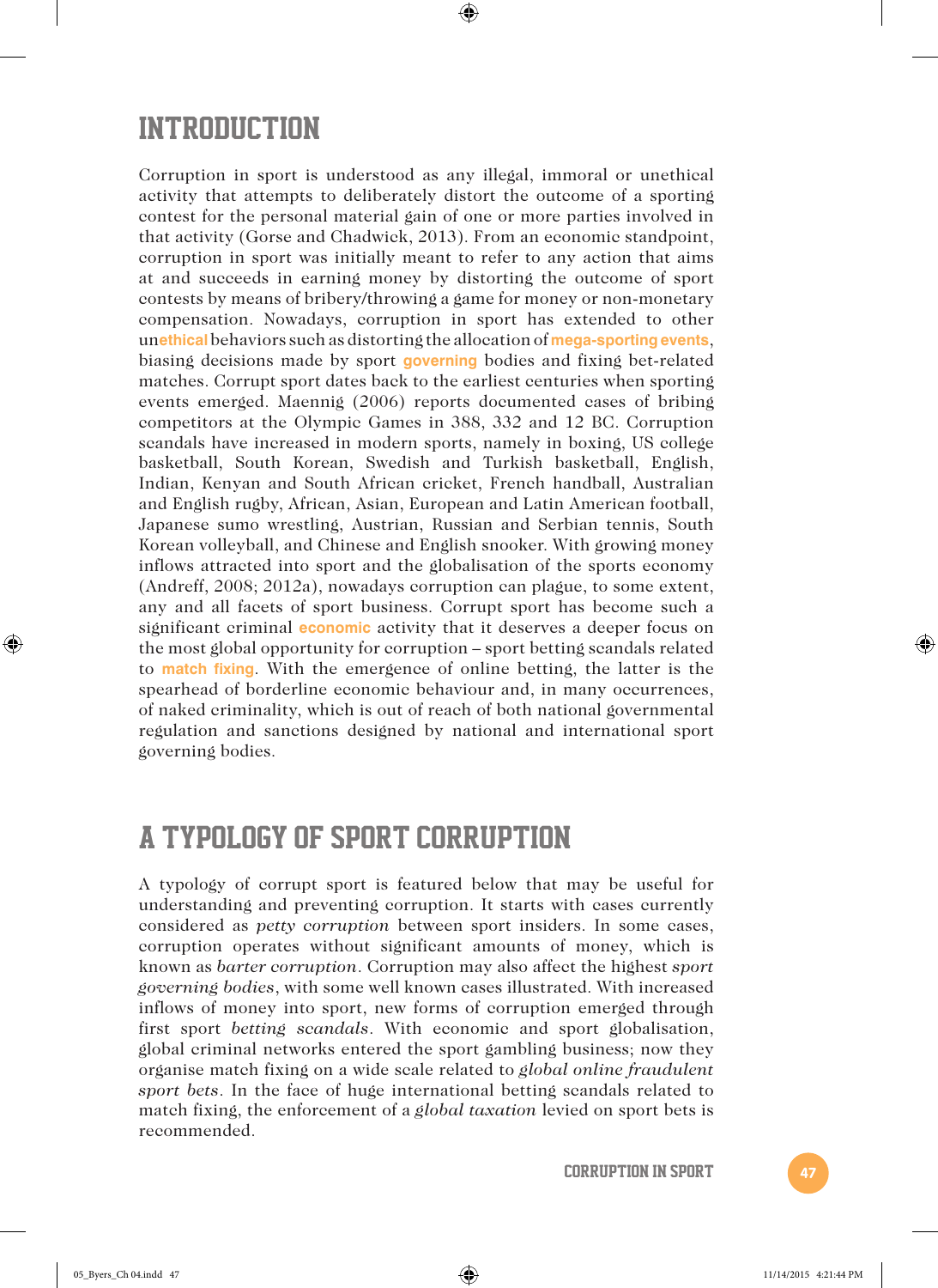## INTRODUCTION

Corruption in sport is understood as any illegal, immoral or unethical activity that attempts to deliberately distort the outcome of a sporting contest for the personal material gain of one or more parties involved in that activity (Gorse and Chadwick, 2013). From an economic standpoint, corruption in sport was initially meant to refer to any action that aims at and succeeds in earning money by distorting the outcome of sport contests by means of bribery/throwing a game for money or non-monetary compensation. Nowadays, corruption in sport has extended to other unethical behaviors such as distorting the allocation of mega-sporting events, biasing decisions made by sport governing bodies and fixing bet-related matches. Corrupt sport dates back to the earliest centuries when sporting events emerged. Maennig (2006) reports documented cases of bribing competitors at the Olympic Games in 388, 332 and 12 BC. Corruption scandals have increased in modern sports, namely in boxing, US college basketball, South Korean, Swedish and Turkish basketball, English, Indian, Kenyan and South African cricket, French handball, Australian and English rugby, African, Asian, European and Latin American football, Japanese sumo wrestling, Austrian, Russian and Serbian tennis, South Korean volleyball, and Chinese and English snooker. With growing money inflows attracted into sport and the globalisation of the sports economy (Andreff, 2008; 2012a), nowadays corruption can plague, to some extent, any and all facets of sport business. Corrupt sport has become such a significant criminal economic activity that it deserves a deeper focus on the most global opportunity for corruption – sport betting scandals related to match fixing. With the emergence of online betting, the latter is the spearhead of borderline economic behaviour and, in many occurrences, of naked criminality, which is out of reach of both national governmental regulation and sanctions designed by national and international sport governing bodies.

## A TYPOLOGY OF SPORT CORRUPTION

A typology of corrupt sport is featured below that may be useful for understanding and preventing corruption. It starts with cases currently considered as *petty corruption* between sport insiders. In some cases, corruption operates without significant amounts of money, which is known as *barter corruption*. Corruption may also affect the highest *sport governing bodies*, with some well known cases illustrated. With increased inflows of money into sport, new forms of corruption emerged through first sport *betting scandals*. With economic and sport globalisation, global criminal networks entered the sport gambling business; now they organise match fixing on a wide scale related to *global online fraudulent sport bets*. In the face of huge international betting scandals related to match fixing, the enforcement of a *global taxation* levied on sport bets is recommended.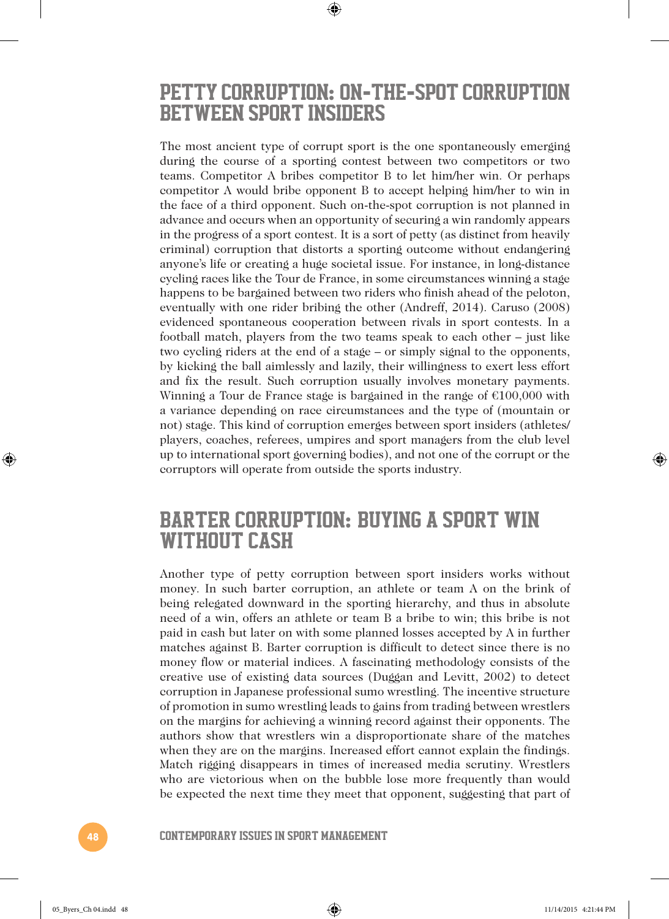## PETTY CORRUPTION: ON-THE-SPOT CORRUPTION BETWEEN SPORT INSIDERS

The most ancient type of corrupt sport is the one spontaneously emerging during the course of a sporting contest between two competitors or two teams. Competitor A bribes competitor B to let him/her win. Or perhaps competitor A would bribe opponent B to accept helping him/her to win in the face of a third opponent. Such on-the-spot corruption is not planned in advance and occurs when an opportunity of securing a win randomly appears in the progress of a sport contest. It is a sort of petty (as distinct from heavily criminal) corruption that distorts a sporting outcome without endangering anyone's life or creating a huge societal issue. For instance, in long-distance cycling races like the Tour de France, in some circumstances winning a stage happens to be bargained between two riders who finish ahead of the peloton, eventually with one rider bribing the other (Andreff, 2014). Caruso (2008) evidenced spontaneous cooperation between rivals in sport contests. In a football match, players from the two teams speak to each other – just like two cycling riders at the end of a stage – or simply signal to the opponents, by kicking the ball aimlessly and lazily, their willingness to exert less effort and fix the result. Such corruption usually involves monetary payments. Winning a Tour de France stage is bargained in the range of €100,000 with a variance depending on race circumstances and the type of (mountain or not) stage. This kind of corruption emerges between sport insiders (athletes/players, coaches, referees, umpires and sport managers from the club level up to international sport governing bodies), and not one of the corrupt or the corruptors will operate from outside the sports industry.

## BARTER CORRUPTION: BUYING A SPORT WIN WITHOUT CASH

Another type of petty corruption between sport insiders works without money. In such barter corruption, an athlete or team A on the brink of being relegated downward in the sporting hierarchy, and thus in absolute need of a win, offers an athlete or team B a bribe to win; this bribe is not paid in cash but later on with some planned losses accepted by A in further matches against B. Barter corruption is difficult to detect since there is no money flow or material indices. A fascinating methodology consists of the creative use of existing data sources (Duggan and Levitt, 2002) to detect corruption in Japanese professional sumo wrestling. The incentive structure of promotion in sumo wrestling leads to gains from trading between wrestlers on the margins for achieving a winning record against their opponents. The authors show that wrestlers win a disproportionate share of the matches when they are on the margins. Increased effort cannot explain the findings. Match rigging disappears in times of increased media scrutiny. Wrestlers who are victorious when on the bubble lose more frequently than would be expected the next time they meet that opponent, suggesting that part of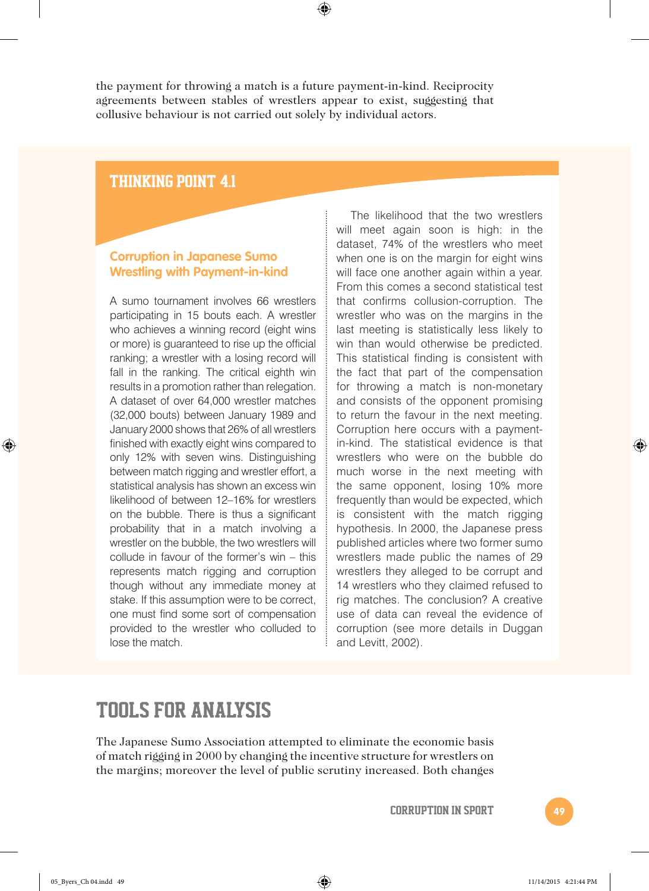the payment for throwing a match is a future payment-in-kind. Reciprocity agreements between stables of wrestlers appear to exist, suggesting that collusive behaviour is not carried out solely by individual actors.

## THINKING POINT 4.1

### Corruption in Japanese Sumo Wrestling with Payment-in-kind

A sumo tournament involves 66 wrestlers participating in 15 bouts each. A wrestler who achieves a winning record (eight wins or more) is guaranteed to rise up the official ranking; a wrestler with a losing record will fall in the ranking. The critical eighth win results in a promotion rather than relegation. A dataset of over 64,000 wrestler matches (32,000 bouts) between January 1989 and January 2000 shows that 26% of all wrestlers finished with exactly eight wins compared to only 12% with seven wins. Distinguishing between match rigging and wrestler effort, a statistical analysis has shown an excess win likelihood of between 12–16% for wrestlers on the bubble. There is thus a significant probability that in a match involving a wrestler on the bubble, the two wrestlers will collude in favour of the former's win – this represents match rigging and corruption though without any immediate money at stake. If this assumption were to be correct, one must find some sort of compensation provided to the wrestler who colluded to lose the match.

The likelihood that the two wrestlers will meet again soon is high: in the dataset, 74% of the wrestlers who meet when one is on the margin for eight wins will face one another again within a year. From this comes a second statistical test that confirms collusion-corruption. The wrestler who was on the margins in the last meeting is statistically less likely to win than would otherwise be predicted. This statistical finding is consistent with the fact that part of the compensation for throwing a match is non-monetary and consists of the opponent promising to return the favour in the next meeting. Corruption here occurs with a payment-in-kind. The statistical evidence is that wrestlers who were on the bubble do much worse in the next meeting with the same opponent, losing 10% more frequently than would be expected, which is consistent with the match rigging hypothesis. In 2000, the Japanese press published articles where two former sumo wrestlers made public the names of 29 wrestlers they alleged to be corrupt and 14 wrestlers who they claimed refused to rig matches. The conclusion? A creative use of data can reveal the evidence of corruption (see more details in Duggan and Levitt, 2002).

# TOOLS FOR ANALYSIS

The Japanese Sumo Association attempted to eliminate the economic basis of match rigging in 2000 by changing the incentive structure for wrestlers on the margins; moreover the level of public scrutiny increased. Both changes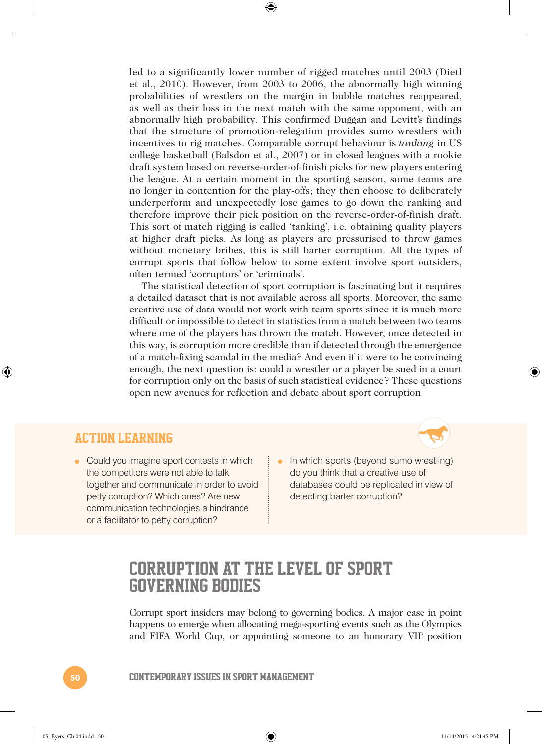led to a significantly lower number of rigged matches until 2003 (Dietl et al., 2010). However, from 2003 to 2006, the abnormally high winning probabilities of wrestlers on the margin in bubble matches reappeared, as well as their loss in the next match with the same opponent, with an abnormally high probability. This confirmed Duggan and Levitt's findings that the structure of promotion-relegation provides sumo wrestlers with incentives to rig matches. Comparable corrupt behaviour is *tanking* in US college basketball (Balsdon et al., 2007) or in closed leagues with a rookie draft system based on reverse-order-of-finish picks for new players entering the league. At a certain moment in the sporting season, some teams are no longer in contention for the play-offs; they then choose to deliberately underperform and unexpectedly lose games to go down the ranking and therefore improve their pick position on the reverse-order-of-finish draft. This sort of match rigging is called 'tanking', i.e. obtaining quality players at higher draft picks. As long as players are pressurised to throw games without monetary bribes, this is still barter corruption. All the types of corrupt sports that follow below to some extent involve sport outsiders, often termed 'corruptors' or 'criminals'.

The statistical detection of sport corruption is fascinating but it requires a detailed dataset that is not available across all sports. Moreover, the same creative use of data would not work with team sports since it is much more difficult or impossible to detect in statistics from a match between two teams where one of the players has thrown the match. However, once detected in this way, is corruption more credible than if detected through the emergence of a match-fixing scandal in the media? And even if it were to be convincing enough, the next question is: could a wrestler or a player be sued in a court for corruption only on the basis of such statistical evidence? These questions open new avenues for reflection and debate about sport corruption.

## ACTION LEARNING

- Could you imagine sport contests in which the competitors were not able to talk together and communicate in order to avoid petty corruption? Which ones? Are new communication technologies a hindrance or a facilitator to petty corruption?
- In which sports (beyond sumo wrestling) do you think that a creative use of databases could be replicated in view of detecting barter corruption?

## CORRUPTION AT THE LEVEL OF SPORT GOVERNING BODIES

Corrupt sport insiders may belong to governing bodies. A major case in point happens to emerge when allocating mega-sporting events such as the Olympics and FIFA World Cup, or appointing someone to an honorary VIP position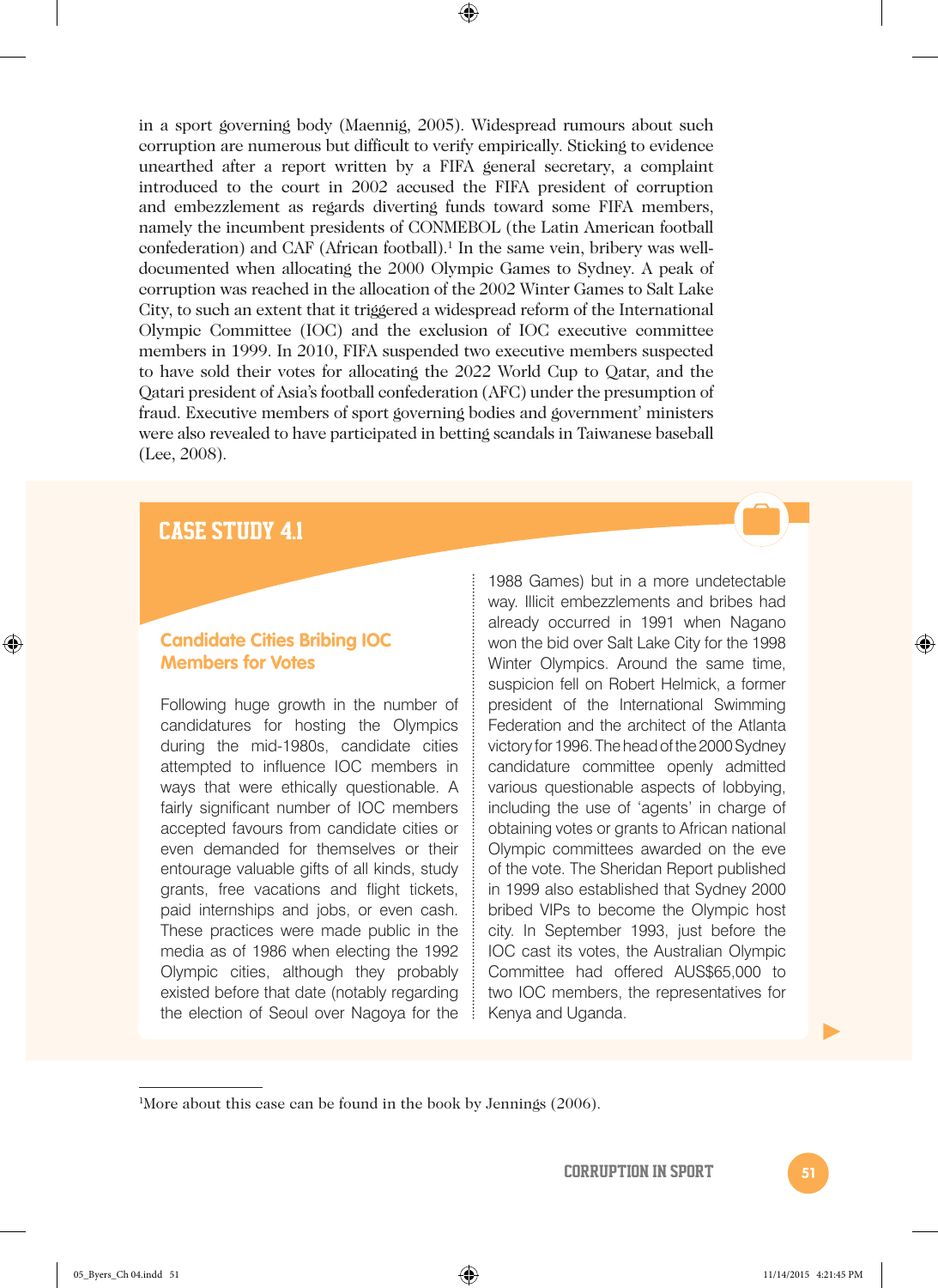in a sport governing body (Maennig, 2005). Widespread rumours about such corruption are numerous but difficult to verify empirically. Sticking to evidence unearthed after a report written by a FIFA general secretary, a complaint introduced to the court in 2002 accused the FIFA president of corruption and embezzlement as regards diverting funds toward some FIFA members, namely the incumbent presidents of CONMEBOL (the Latin American football confederation) and CAF (African football).[1] In the same vein, bribery was well-documented when allocating the 2000 Olympic Games to Sydney. A peak of corruption was reached in the allocation of the 2002 Winter Games to Salt Lake City, to such an extent that it triggered a widespread reform of the International Olympic Committee (IOC) and the exclusion of IOC executive committee members in 1999. In 2010, FIFA suspended two executive members suspected to have sold their votes for allocating the 2022 World Cup to Qatar, and the Qatari president of Asia's football confederation (AFC) under the presumption of fraud. Executive members of sport governing bodies and government' ministers were also revealed to have participated in betting scandals in Taiwanese baseball (Lee, 2008).

## CASE STUDY 4.1

### Candidate Cities Bribing IOC Members for Votes

Following huge growth in the number of candidatures for hosting the Olympics during the mid-1980s, candidate cities attempted to influence IOC members in ways that were ethically questionable. A fairly significant number of IOC members accepted favours from candidate cities or even demanded for themselves or their entourage valuable gifts of all kinds, study grants, free vacations and flight tickets, paid internships and jobs, or even cash. These practices were made public in the media as of 1986 when electing the 1992 Olympic cities, although they probably existed before that date (notably regarding the election of Seoul over Nagoya for the 1988 Games) but in a more undetectable way. Illicit embezzlements and bribes had already occurred in 1991 when Nagano won the bid over Salt Lake City for the 1998 Winter Olympics. Around the same time, suspicion fell on Robert Helmick, a former president of the International Swimming Federation and the architect of the Atlanta victory for 1996. The head of the 2000 Sydney candidature committee openly admitted various questionable aspects of lobbying, including the use of 'agents' in charge of obtaining votes or grants to African national Olympic committees awarded on the eve of the vote. The Sheridan Report published in 1999 also established that Sydney 2000 bribed VIPs to become the Olympic host city. In September 1993, just before the IOC cast its votes, the Australian Olympic Committee had offered AUS$65,000 to two IOC members, the representatives for Kenya and Uganda.

---

[1]More about this case can be found in the book by Jennings (2006).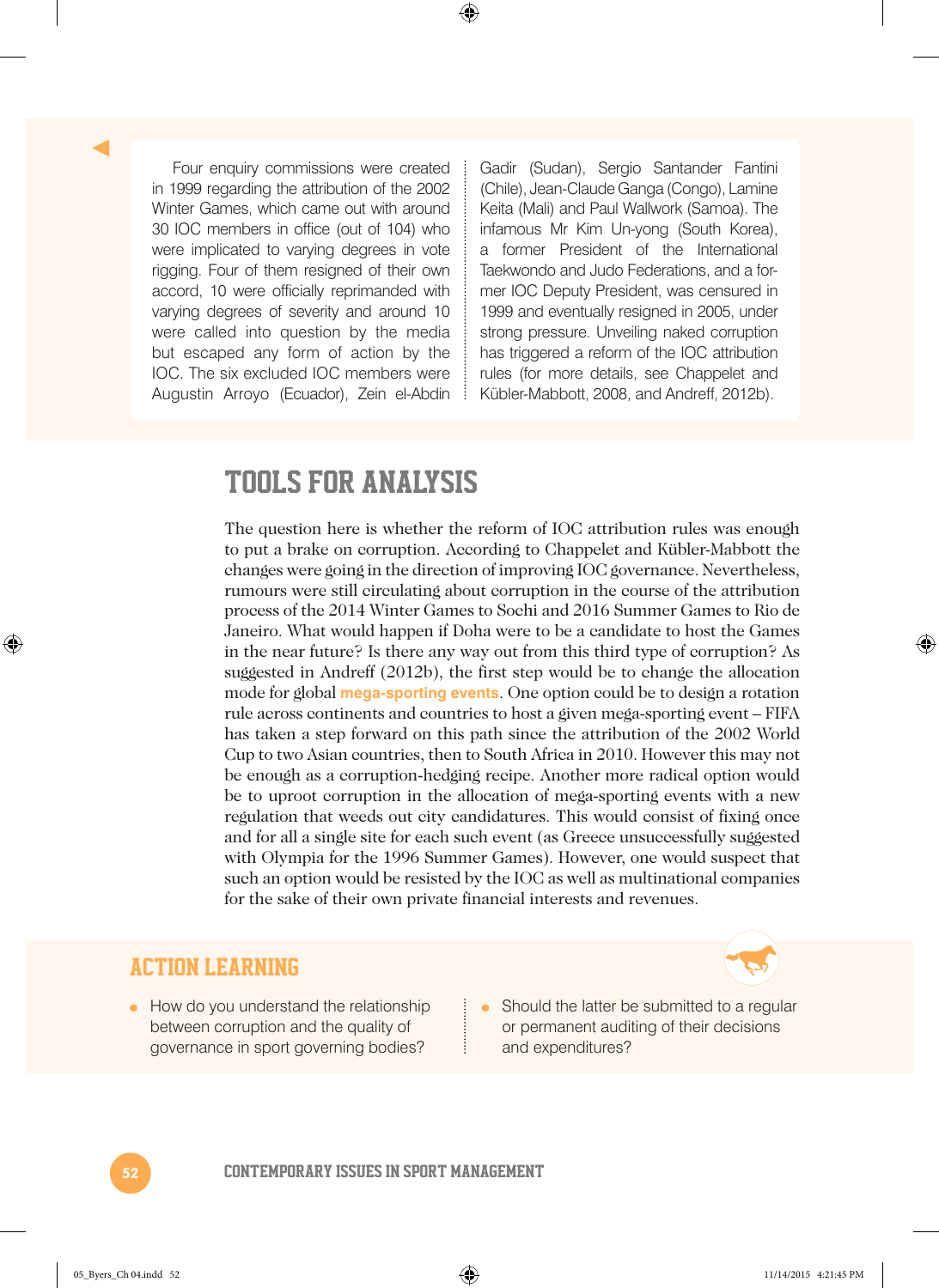Four enquiry commissions were created in 1999 regarding the attribution of the 2002 Winter Games, which came out with around 30 IOC members in office (out of 104) who were implicated to varying degrees in vote rigging. Four of them resigned of their own accord, 10 were officially reprimanded with varying degrees of severity and around 10 were called into question by the media but escaped any form of action by the IOC. The six excluded IOC members were Augustin Arroyo (Ecuador), Zein el-Abdin Gadir (Sudan), Sergio Santander Fantini (Chile), Jean-Claude Ganga (Congo), Lamine Keita (Mali) and Paul Wallwork (Samoa). The infamous Mr Kim Un-yong (South Korea), a former President of the International Taekwondo and Judo Federations, and a former IOC Deputy President, was censured in 1999 and eventually resigned in 2005, under strong pressure. Unveiling naked corruption has triggered a reform of the IOC attribution rules (for more details, see Chappelet and Kübler-Mabbott, 2008, and Andreff, 2012b).

## TOOLS FOR ANALYSIS

The question here is whether the reform of IOC attribution rules was enough to put a brake on corruption. According to Chappelet and Kübler-Mabbott the changes were going in the direction of improving IOC governance. Nevertheless, rumours were still circulating about corruption in the course of the attribution process of the 2014 Winter Games to Sochi and 2016 Summer Games to Rio de Janeiro. What would happen if Doha were to be a candidate to host the Games in the near future? Is there any way out from this third type of corruption? As suggested in Andreff (2012b), the first step would be to change the allocation mode for global **mega-sporting events**. One option could be to design a rotation rule across continents and countries to host a given mega-sporting event – FIFA has taken a step forward on this path since the attribution of the 2002 World Cup to two Asian countries, then to South Africa in 2010. However this may not be enough as a corruption-hedging recipe. Another more radical option would be to uproot corruption in the allocation of mega-sporting events with a new regulation that weeds out city candidatures. This would consist of fixing once and for all a single site for each such event (as Greece unsuccessfully suggested with Olympia for the 1996 Summer Games). However, one would suspect that such an option would be resisted by the IOC as well as multinational companies for the sake of their own private financial interests and revenues.

## ACTION LEARNING

- How do you understand the relationship between corruption and the quality of governance in sport governing bodies?
- Should the latter be submitted to a regular or permanent auditing of their decisions and expenditures?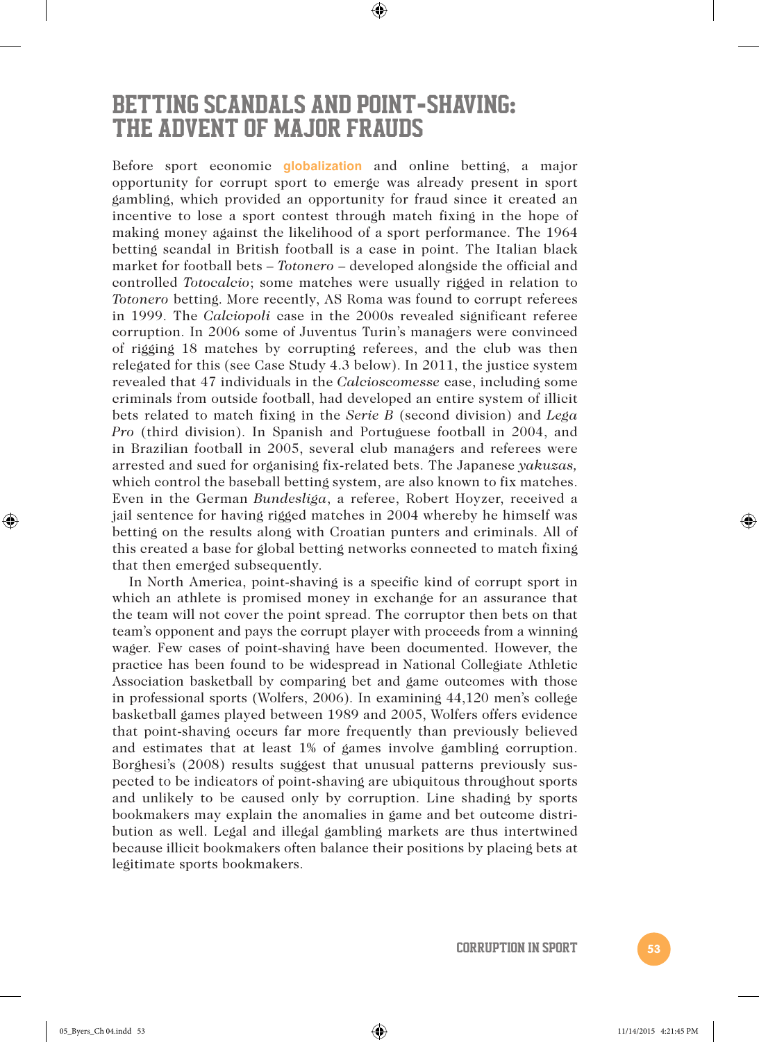## BETTING SCANDALS AND POINT-SHAVING: THE ADVENT OF MAJOR FRAUDS

Before sport economic **globalization** and online betting, a major opportunity for corrupt sport to emerge was already present in sport gambling, which provided an opportunity for fraud since it created an incentive to lose a sport contest through match fixing in the hope of making money against the likelihood of a sport performance. The 1964 betting scandal in British football is a case in point. The Italian black market for football bets – *Totonero* – developed alongside the official and controlled *Totocalcio*; some matches were usually rigged in relation to *Totonero* betting. More recently, AS Roma was found to corrupt referees in 1999. The *Calciopoli* case in the 2000s revealed significant referee corruption. In 2006 some of Juventus Turin's managers were convinced of rigging 18 matches by corrupting referees, and the club was then relegated for this (see Case Study 4.3 below). In 2011, the justice system revealed that 47 individuals in the *Calcioscomesse* case, including some criminals from outside football, had developed an entire system of illicit bets related to match fixing in the *Serie B* (second division) and *Lega Pro* (third division). In Spanish and Portuguese football in 2004, and in Brazilian football in 2005, several club managers and referees were arrested and sued for organising fix-related bets. The Japanese *yakuzas,* which control the baseball betting system, are also known to fix matches. Even in the German *Bundesliga*, a referee, Robert Hoyzer, received a jail sentence for having rigged matches in 2004 whereby he himself was betting on the results along with Croatian punters and criminals. All of this created a base for global betting networks connected to match fixing that then emerged subsequently.

In North America, point-shaving is a specific kind of corrupt sport in which an athlete is promised money in exchange for an assurance that the team will not cover the point spread. The corruptor then bets on that team's opponent and pays the corrupt player with proceeds from a winning wager. Few cases of point-shaving have been documented. However, the practice has been found to be widespread in National Collegiate Athletic Association basketball by comparing bet and game outcomes with those in professional sports (Wolfers, 2006). In examining 44,120 men's college basketball games played between 1989 and 2005, Wolfers offers evidence that point-shaving occurs far more frequently than previously believed and estimates that at least 1% of games involve gambling corruption. Borghesi's (2008) results suggest that unusual patterns previously suspected to be indicators of point-shaving are ubiquitous throughout sports and unlikely to be caused only by corruption. Line shading by sports bookmakers may explain the anomalies in game and bet outcome distribution as well. Legal and illegal gambling markets are thus intertwined because illicit bookmakers often balance their positions by placing bets at legitimate sports bookmakers.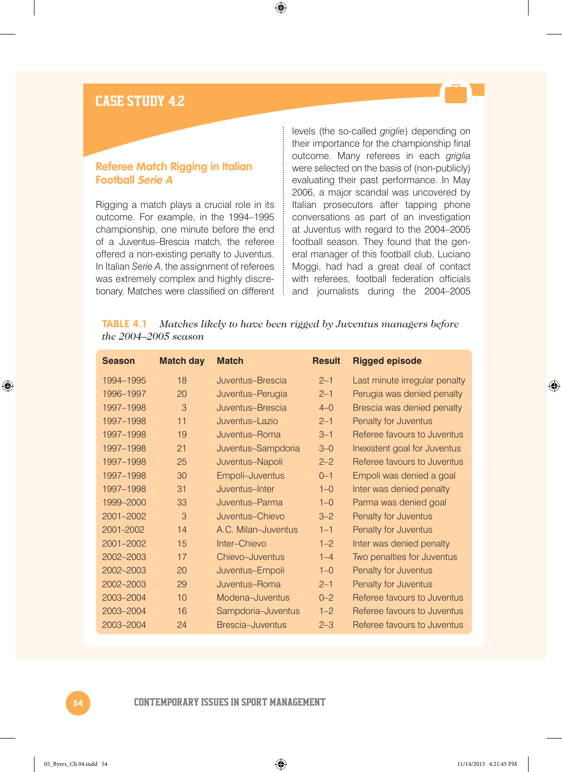## CASE STUDY 4.2

### Referee Match Rigging in Italian Football *Serie A*

Rigging a match plays a crucial role in its outcome. For example, in the 1994–1995 championship, one minute before the end of a Juventus–Brescia match, the referee offered a non-existing penalty to Juventus. In Italian *Serie A*, the assignment of referees was extremely complex and highly discretionary. Matches were classified on different levels (the so-called *griglie*) depending on their importance for the championship final outcome. Many referees in each *griglia* were selected on the basis of (non-publicly) evaluating their past performance. In May 2006, a major scandal was uncovered by Italian prosecutors after tapping phone conversations as part of an investigation at Juventus with regard to the 2004–2005 football season. They found that the general manager of this football club, Luciano Moggi, had had a great deal of contact with referees, football federation officials and journalists during the 2004–2005

**TABLE 4.1** *Matches likely to have been rigged by Juventus managers before the 2004–2005 season*

| Season | Match day | Match | Result | Rigged episode |
|---|---|---|---|---|
| 1994–1995 | 18 | Juventus–Brescia | 2–1 | Last minute irregular penalty |
| 1996–1997 | 20 | Juventus–Perugia | 2–1 | Perugia was denied penalty |
| 1997–1998 | 3 | Juventus–Brescia | 4–0 | Brescia was denied penalty |
| 1997–1998 | 11 | Juventus–Lazio | 2–1 | Penalty for Juventus |
| 1997–1998 | 19 | Juventus–Roma | 3–1 | Referee favours to Juventus |
| 1997–1998 | 21 | Juventus–Sampdoria | 3–0 | Inexistent goal for Juventus |
| 1997–1998 | 25 | Juventus–Napoli | 2–2 | Referee favours to Juventus |
| 1997–1998 | 30 | Empoli–Juventus | 0–1 | Empoli was denied a goal |
| 1997–1998 | 31 | Juventus–Inter | 1–0 | Inter was denied penalty |
| 1999–2000 | 33 | Juventus–Parma | 1–0 | Parma was denied goal |
| 2001–2002 | 3 | Juventus–Chievo | 3–2 | Penalty for Juventus |
| 2001-2002 | 14 | A.C. Milan–Juventus | 1–1 | Penalty for Juventus |
| 2001–2002 | 15 | Inter–Chievo | 1–2 | Inter was denied penalty |
| 2002–2003 | 17 | Chievo–Juventus | 1–4 | Two penalties for Juventus |
| 2002–2003 | 20 | Juventus–Empoli | 1–0 | Penalty for Juventus |
| 2002–2003 | 29 | Juventus–Roma | 2–1 | Penalty for Juventus |
| 2003–2004 | 10 | Modena–Juventus | 0–2 | Referee favours to Juventus |
| 2003–2004 | 16 | Sampdoria–Juventus | 1–2 | Referee favours to Juventus |
| 2003–2004 | 24 | Brescia–Juventus | 2–3 | Referee favours to Juventus |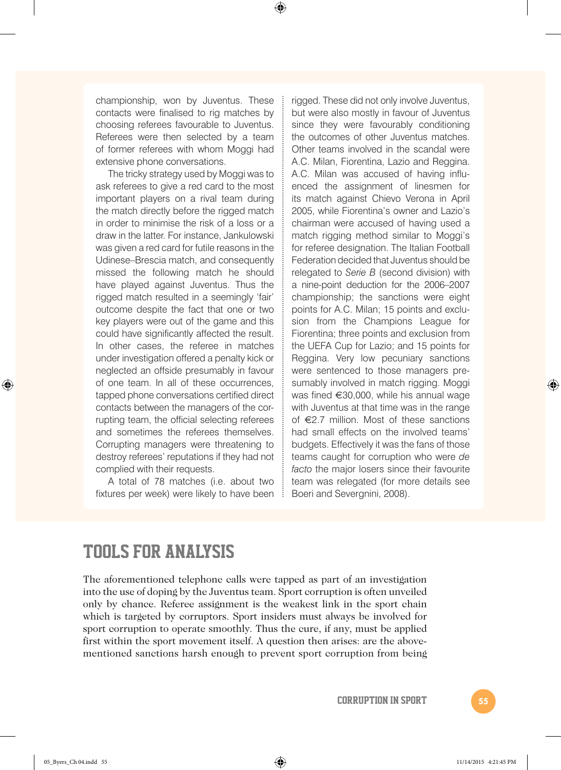championship, won by Juventus. These contacts were finalised to rig matches by choosing referees favourable to Juventus. Referees were then selected by a team of former referees with whom Moggi had extensive phone conversations.

The tricky strategy used by Moggi was to ask referees to give a red card to the most important players on a rival team during the match directly before the rigged match in order to minimise the risk of a loss or a draw in the latter. For instance, Jankulowski was given a red card for futile reasons in the Udinese–Brescia match, and consequently missed the following match he should have played against Juventus. Thus the rigged match resulted in a seemingly 'fair' outcome despite the fact that one or two key players were out of the game and this could have significantly affected the result. In other cases, the referee in matches under investigation offered a penalty kick or neglected an offside presumably in favour of one team. In all of these occurrences, tapped phone conversations certified direct contacts between the managers of the corrupting team, the official selecting referees and sometimes the referees themselves. Corrupting managers were threatening to destroy referees' reputations if they had not complied with their requests.

A total of 78 matches (i.e. about two fixtures per week) were likely to have been rigged. These did not only involve Juventus, but were also mostly in favour of Juventus since they were favourably conditioning the outcomes of other Juventus matches. Other teams involved in the scandal were A.C. Milan, Fiorentina, Lazio and Reggina. A.C. Milan was accused of having influenced the assignment of linesmen for its match against Chievo Verona in April 2005, while Fiorentina's owner and Lazio's chairman were accused of having used a match rigging method similar to Moggi's for referee designation. The Italian Football Federation decided that Juventus should be relegated to *Serie B* (second division) with a nine-point deduction for the 2006–2007 championship; the sanctions were eight points for A.C. Milan; 15 points and exclusion from the Champions League for Fiorentina; three points and exclusion from the UEFA Cup for Lazio; and 15 points for Reggina. Very low pecuniary sanctions were sentenced to those managers presumably involved in match rigging. Moggi was fined €30,000, while his annual wage with Juventus at that time was in the range of €2.7 million. Most of these sanctions had small effects on the involved teams' budgets. Effectively it was the fans of those teams caught for corruption who were *de facto* the major losers since their favourite team was relegated (for more details see Boeri and Severgnini, 2008).

## TOOLS FOR ANALYSIS

The aforementioned telephone calls were tapped as part of an investigation into the use of doping by the Juventus team. Sport corruption is often unveiled only by chance. Referee assignment is the weakest link in the sport chain which is targeted by corruptors. Sport insiders must always be involved for sport corruption to operate smoothly. Thus the cure, if any, must be applied first within the sport movement itself. A question then arises: are the above-mentioned sanctions harsh enough to prevent sport corruption from being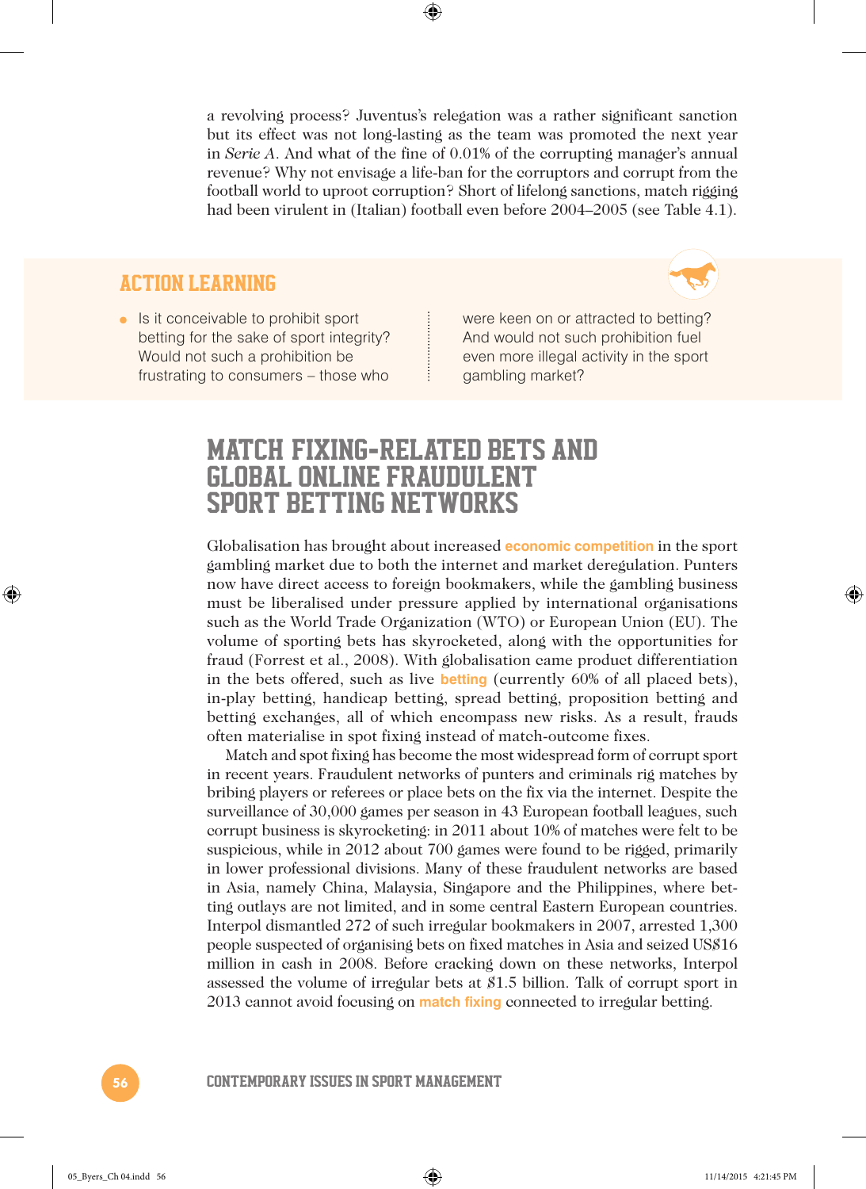a revolving process? Juventus's relegation was a rather significant sanction but its effect was not long-lasting as the team was promoted the next year in *Serie A*. And what of the fine of 0.01% of the corrupting manager's annual revenue? Why not envisage a life-ban for the corruptors and corrupt from the football world to uproot corruption? Short of lifelong sanctions, match rigging had been virulent in (Italian) football even before 2004–2005 (see Table 4.1).

### ACTION LEARNING

- Is it conceivable to prohibit sport betting for the sake of sport integrity? Would not such a prohibition be frustrating to consumers – those who were keen on or attracted to betting? And would not such prohibition fuel even more illegal activity in the sport gambling market?

## MATCH FIXING-RELATED BETS AND GLOBAL ONLINE FRAUDULENT SPORT BETTING NETWORKS

Globalisation has brought about increased **economic competition** in the sport gambling market due to both the internet and market deregulation. Punters now have direct access to foreign bookmakers, while the gambling business must be liberalised under pressure applied by international organisations such as the World Trade Organization (WTO) or European Union (EU). The volume of sporting bets has skyrocketed, along with the opportunities for fraud (Forrest et al., 2008). With globalisation came product differentiation in the bets offered, such as live **betting** (currently 60% of all placed bets), in-play betting, handicap betting, spread betting, proposition betting and betting exchanges, all of which encompass new risks. As a result, frauds often materialise in spot fixing instead of match-outcome fixes.

Match and spot fixing has become the most widespread form of corrupt sport in recent years. Fraudulent networks of punters and criminals rig matches by bribing players or referees or place bets on the fix via the internet. Despite the surveillance of 30,000 games per season in 43 European football leagues, such corrupt business is skyrocketing: in 2011 about 10% of matches were felt to be suspicious, while in 2012 about 700 games were found to be rigged, primarily in lower professional divisions. Many of these fraudulent networks are based in Asia, namely China, Malaysia, Singapore and the Philippines, where betting outlays are not limited, and in some central Eastern European countries. Interpol dismantled 272 of such irregular bookmakers in 2007, arrested 1,300 people suspected of organising bets on fixed matches in Asia and seized US$16 million in cash in 2008. Before cracking down on these networks, Interpol assessed the volume of irregular bets at $1.5 billion. Talk of corrupt sport in 2013 cannot avoid focusing on **match fixing** connected to irregular betting.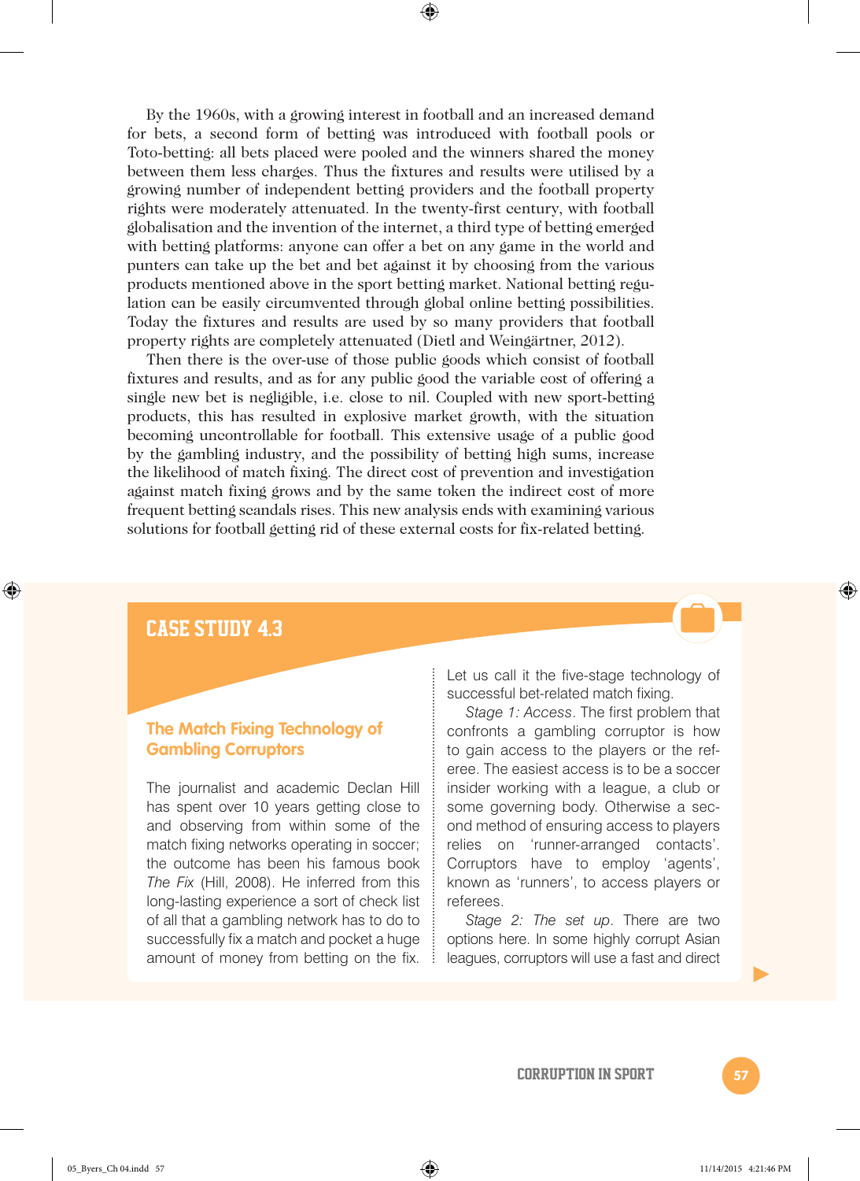By the 1960s, with a growing interest in football and an increased demand for bets, a second form of betting was introduced with football pools or Toto-betting: all bets placed were pooled and the winners shared the money between them less charges. Thus the fixtures and results were utilised by a growing number of independent betting providers and the football property rights were moderately attenuated. In the twenty-first century, with football globalisation and the invention of the internet, a third type of betting emerged with betting platforms: anyone can offer a bet on any game in the world and punters can take up the bet and bet against it by choosing from the various products mentioned above in the sport betting market. National betting regulation can be easily circumvented through global online betting possibilities. Today the fixtures and results are used by so many providers that football property rights are completely attenuated (Dietl and Weingärtner, 2012).

Then there is the over-use of those public goods which consist of football fixtures and results, and as for any public good the variable cost of offering a single new bet is negligible, i.e. close to nil. Coupled with new sport-betting products, this has resulted in explosive market growth, with the situation becoming uncontrollable for football. This extensive usage of a public good by the gambling industry, and the possibility of betting high sums, increase the likelihood of match fixing. The direct cost of prevention and investigation against match fixing grows and by the same token the indirect cost of more frequent betting scandals rises. This new analysis ends with examining various solutions for football getting rid of these external costs for fix-related betting.

## CASE STUDY 4.3

### The Match Fixing Technology of Gambling Corruptors

The journalist and academic Declan Hill has spent over 10 years getting close to and observing from within some of the match fixing networks operating in soccer; the outcome has been his famous book *The Fix* (Hill, 2008). He inferred from this long-lasting experience a sort of check list of all that a gambling network has to do to successfully fix a match and pocket a huge amount of money from betting on the fix. Let us call it the five-stage technology of successful bet-related match fixing.

*Stage 1: Access*. The first problem that confronts a gambling corruptor is how to gain access to the players or the referee. The easiest access is to be a soccer insider working with a league, a club or some governing body. Otherwise a second method of ensuring access to players relies on 'runner-arranged contacts'. Corruptors have to employ 'agents', known as 'runners', to access players or referees.

*Stage 2: The set up*. There are two options here. In some highly corrupt Asian leagues, corruptors will use a fast and direct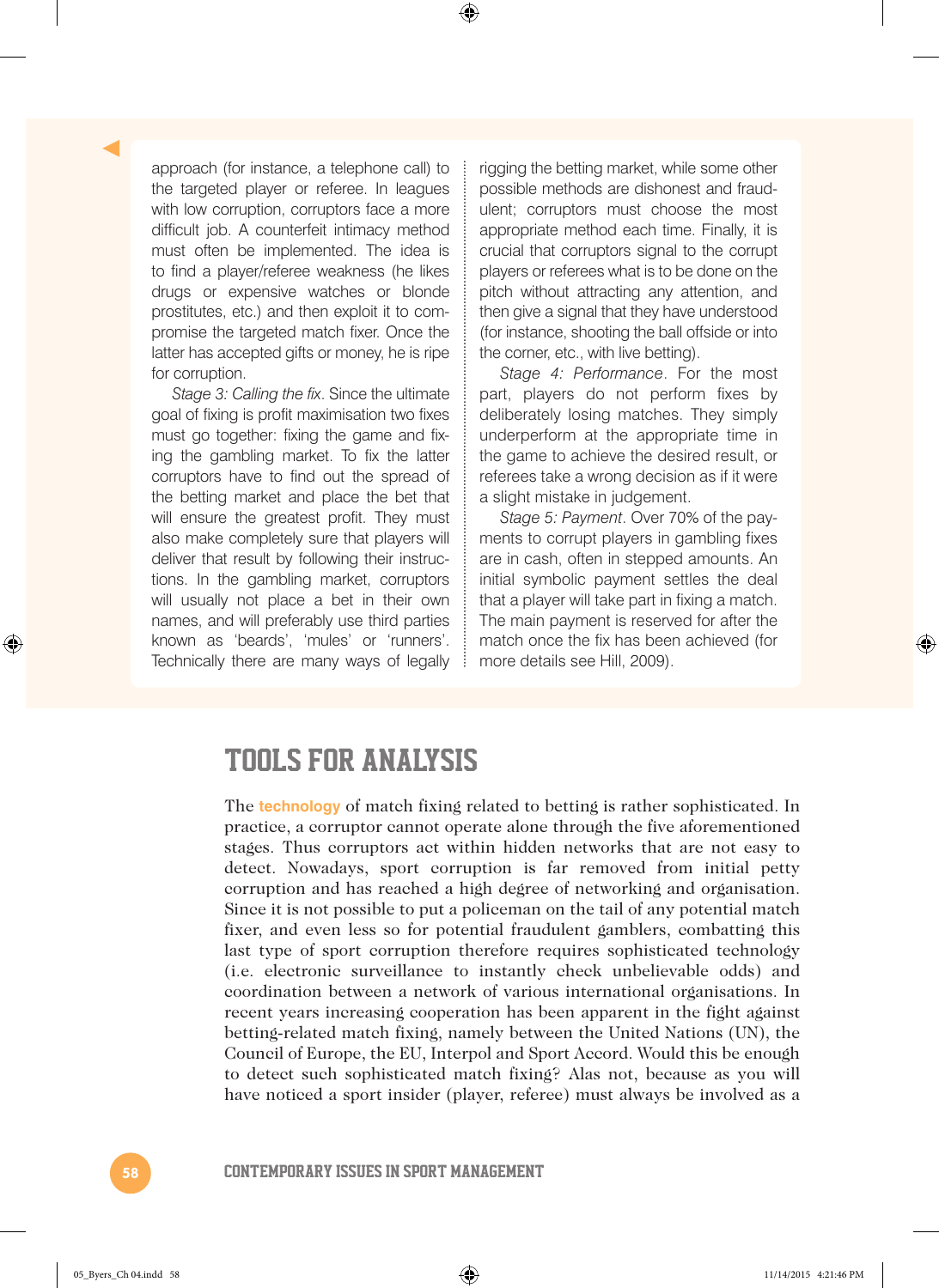approach (for instance, a telephone call) to the targeted player or referee. In leagues with low corruption, corruptors face a more difficult job. A counterfeit intimacy method must often be implemented. The idea is to find a player/referee weakness (he likes drugs or expensive watches or blonde prostitutes, etc.) and then exploit it to compromise the targeted match fixer. Once the latter has accepted gifts or money, he is ripe for corruption.

*Stage 3: Calling the fix*. Since the ultimate goal of fixing is profit maximisation two fixes must go together: fixing the game and fixing the gambling market. To fix the latter corruptors have to find out the spread of the betting market and place the bet that will ensure the greatest profit. They must also make completely sure that players will deliver that result by following their instructions. In the gambling market, corruptors will usually not place a bet in their own names, and will preferably use third parties known as 'beards', 'mules' or 'runners'. Technically there are many ways of legally rigging the betting market, while some other possible methods are dishonest and fraudulent; corruptors must choose the most appropriate method each time. Finally, it is crucial that corruptors signal to the corrupt players or referees what is to be done on the pitch without attracting any attention, and then give a signal that they have understood (for instance, shooting the ball offside or into the corner, etc., with live betting).

*Stage 4: Performance*. For the most part, players do not perform fixes by deliberately losing matches. They simply underperform at the appropriate time in the game to achieve the desired result, or referees take a wrong decision as if it were a slight mistake in judgement.

*Stage 5: Payment*. Over 70% of the payments to corrupt players in gambling fixes are in cash, often in stepped amounts. An initial symbolic payment settles the deal that a player will take part in fixing a match. The main payment is reserved for after the match once the fix has been achieved (for more details see Hill, 2009).

## TOOLS FOR ANALYSIS

The **technology** of match fixing related to betting is rather sophisticated. In practice, a corruptor cannot operate alone through the five aforementioned stages. Thus corruptors act within hidden networks that are not easy to detect. Nowadays, sport corruption is far removed from initial petty corruption and has reached a high degree of networking and organisation. Since it is not possible to put a policeman on the tail of any potential match fixer, and even less so for potential fraudulent gamblers, combatting this last type of sport corruption therefore requires sophisticated technology (i.e. electronic surveillance to instantly check unbelievable odds) and coordination between a network of various international organisations. In recent years increasing cooperation has been apparent in the fight against betting-related match fixing, namely between the United Nations (UN), the Council of Europe, the EU, Interpol and Sport Accord. Would this be enough to detect such sophisticated match fixing? Alas not, because as you will have noticed a sport insider (player, referee) must always be involved as a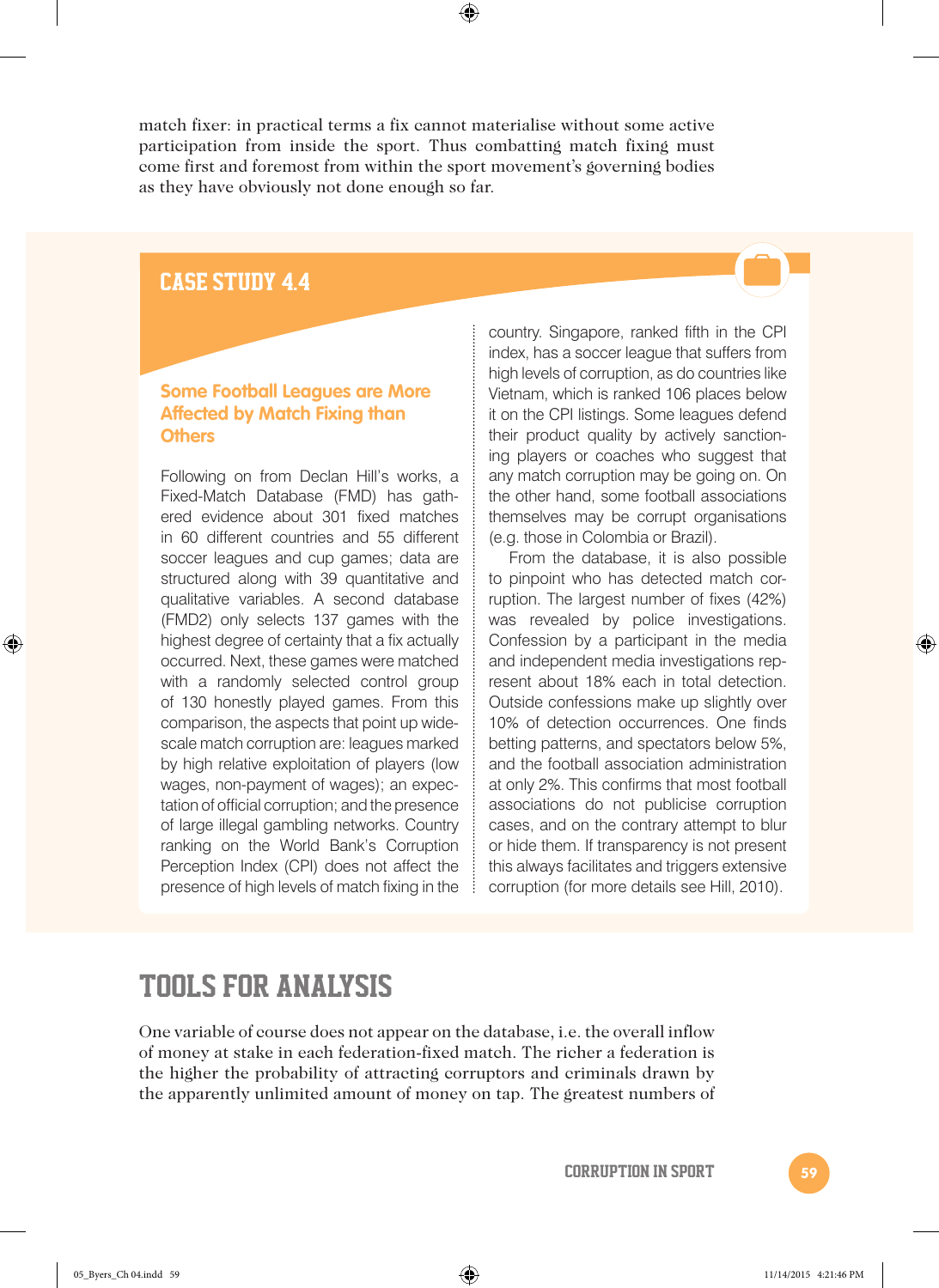match fixer: in practical terms a fix cannot materialise without some active participation from inside the sport. Thus combatting match fixing must come first and foremost from within the sport movement's governing bodies as they have obviously not done enough so far.

## CASE STUDY 4.4

### Some Football Leagues are More Affected by Match Fixing than Others

Following on from Declan Hill's works, a Fixed-Match Database (FMD) has gathered evidence about 301 fixed matches in 60 different countries and 55 different soccer leagues and cup games; data are structured along with 39 quantitative and qualitative variables. A second database (FMD2) only selects 137 games with the highest degree of certainty that a fix actually occurred. Next, these games were matched with a randomly selected control group of 130 honestly played games. From this comparison, the aspects that point up wide-scale match corruption are: leagues marked by high relative exploitation of players (low wages, non-payment of wages); an expectation of official corruption; and the presence of large illegal gambling networks. Country ranking on the World Bank's Corruption Perception Index (CPI) does not affect the presence of high levels of match fixing in the country. Singapore, ranked fifth in the CPI index, has a soccer league that suffers from high levels of corruption, as do countries like Vietnam, which is ranked 106 places below it on the CPI listings. Some leagues defend their product quality by actively sanctioning players or coaches who suggest that any match corruption may be going on. On the other hand, some football associations themselves may be corrupt organisations (e.g. those in Colombia or Brazil).

From the database, it is also possible to pinpoint who has detected match corruption. The largest number of fixes (42%) was revealed by police investigations. Confession by a participant in the media and independent media investigations represent about 18% each in total detection. Outside confessions make up slightly over 10% of detection occurrences. One finds betting patterns, and spectators below 5%, and the football association administration at only 2%. This confirms that most football associations do not publicise corruption cases, and on the contrary attempt to blur or hide them. If transparency is not present this always facilitates and triggers extensive corruption (for more details see Hill, 2010).

## TOOLS FOR ANALYSIS

One variable of course does not appear on the database, i.e. the overall inflow of money at stake in each federation-fixed match. The richer a federation is the higher the probability of attracting corruptors and criminals drawn by the apparently unlimited amount of money on tap. The greatest numbers of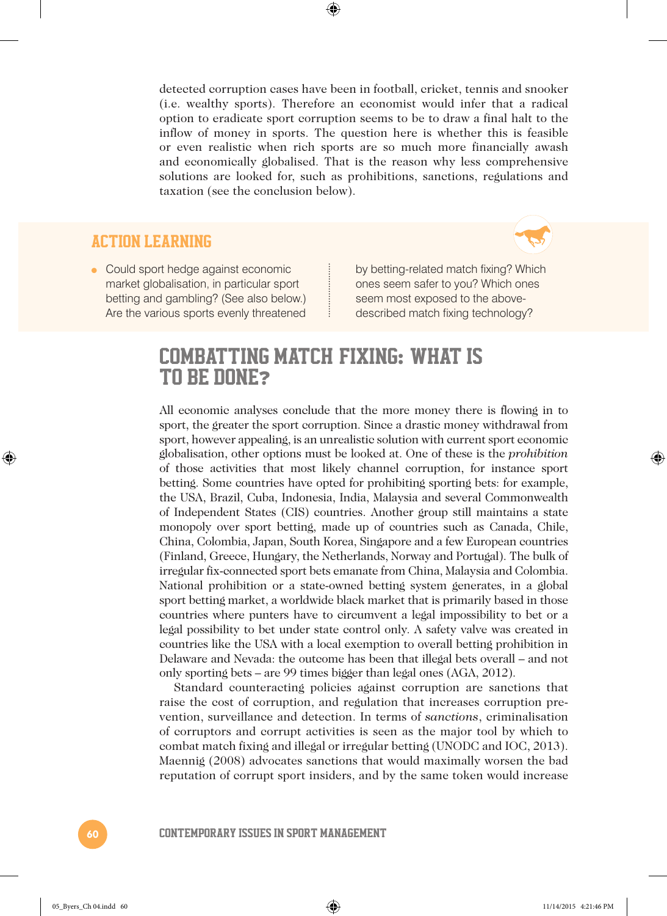detected corruption cases have been in football, cricket, tennis and snooker (i.e. wealthy sports). Therefore an economist would infer that a radical option to eradicate sport corruption seems to be to draw a final halt to the inflow of money in sports. The question here is whether this is feasible or even realistic when rich sports are so much more financially awash and economically globalised. That is the reason why less comprehensive solutions are looked for, such as prohibitions, sanctions, regulations and taxation (see the conclusion below).

### ACTION LEARNING

- Could sport hedge against economic market globalisation, in particular sport betting and gambling? (See also below.) Are the various sports evenly threatened by betting-related match fixing? Which ones seem safer to you? Which ones seem most exposed to the above-described match fixing technology?

## COMBATTING MATCH FIXING: WHAT IS TO BE DONE?

All economic analyses conclude that the more money there is flowing in to sport, the greater the sport corruption. Since a drastic money withdrawal from sport, however appealing, is an unrealistic solution with current sport economic globalisation, other options must be looked at. One of these is the *prohibition* of those activities that most likely channel corruption, for instance sport betting. Some countries have opted for prohibiting sporting bets: for example, the USA, Brazil, Cuba, Indonesia, India, Malaysia and several Commonwealth of Independent States (CIS) countries. Another group still maintains a state monopoly over sport betting, made up of countries such as Canada, Chile, China, Colombia, Japan, South Korea, Singapore and a few European countries (Finland, Greece, Hungary, the Netherlands, Norway and Portugal). The bulk of irregular fix-connected sport bets emanate from China, Malaysia and Colombia. National prohibition or a state-owned betting system generates, in a global sport betting market, a worldwide black market that is primarily based in those countries where punters have to circumvent a legal impossibility to bet or a legal possibility to bet under state control only. A safety valve was created in countries like the USA with a local exemption to overall betting prohibition in Delaware and Nevada: the outcome has been that illegal bets overall – and not only sporting bets – are 99 times bigger than legal ones (AGA, 2012).

Standard counteracting policies against corruption are sanctions that raise the cost of corruption, and regulation that increases corruption prevention, surveillance and detection. In terms of *sanctions*, criminalisation of corruptors and corrupt activities is seen as the major tool by which to combat match fixing and illegal or irregular betting (UNODC and IOC, 2013). Maennig (2008) advocates sanctions that would maximally worsen the bad reputation of corrupt sport insiders, and by the same token would increase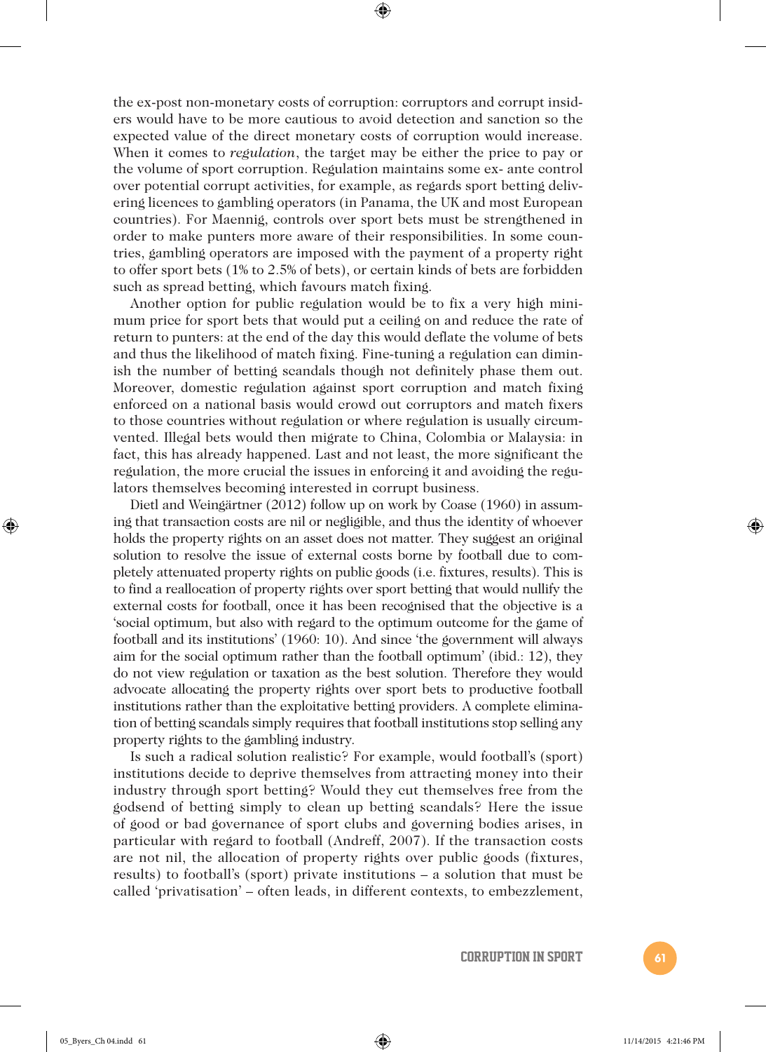the ex-post non-monetary costs of corruption: corruptors and corrupt insiders would have to be more cautious to avoid detection and sanction so the expected value of the direct monetary costs of corruption would increase. When it comes to *regulation*, the target may be either the price to pay or the volume of sport corruption. Regulation maintains some ex- ante control over potential corrupt activities, for example, as regards sport betting delivering licences to gambling operators (in Panama, the UK and most European countries). For Maennig, controls over sport bets must be strengthened in order to make punters more aware of their responsibilities. In some countries, gambling operators are imposed with the payment of a property right to offer sport bets (1% to 2.5% of bets), or certain kinds of bets are forbidden such as spread betting, which favours match fixing.

Another option for public regulation would be to fix a very high minimum price for sport bets that would put a ceiling on and reduce the rate of return to punters: at the end of the day this would deflate the volume of bets and thus the likelihood of match fixing. Fine-tuning a regulation can diminish the number of betting scandals though not definitely phase them out. Moreover, domestic regulation against sport corruption and match fixing enforced on a national basis would crowd out corruptors and match fixers to those countries without regulation or where regulation is usually circumvented. Illegal bets would then migrate to China, Colombia or Malaysia: in fact, this has already happened. Last and not least, the more significant the regulation, the more crucial the issues in enforcing it and avoiding the regulators themselves becoming interested in corrupt business.

Dietl and Weingärtner (2012) follow up on work by Coase (1960) in assuming that transaction costs are nil or negligible, and thus the identity of whoever holds the property rights on an asset does not matter. They suggest an original solution to resolve the issue of external costs borne by football due to completely attenuated property rights on public goods (i.e. fixtures, results). This is to find a reallocation of property rights over sport betting that would nullify the external costs for football, once it has been recognised that the objective is a 'social optimum, but also with regard to the optimum outcome for the game of football and its institutions' (1960: 10). And since 'the government will always aim for the social optimum rather than the football optimum' (ibid.: 12), they do not view regulation or taxation as the best solution. Therefore they would advocate allocating the property rights over sport bets to productive football institutions rather than the exploitative betting providers. A complete elimination of betting scandals simply requires that football institutions stop selling any property rights to the gambling industry.

Is such a radical solution realistic? For example, would football's (sport) institutions decide to deprive themselves from attracting money into their industry through sport betting? Would they cut themselves free from the godsend of betting simply to clean up betting scandals? Here the issue of good or bad governance of sport clubs and governing bodies arises, in particular with regard to football (Andreff, 2007). If the transaction costs are not nil, the allocation of property rights over public goods (fixtures, results) to football's (sport) private institutions – a solution that must be called 'privatisation' – often leads, in different contexts, to embezzlement,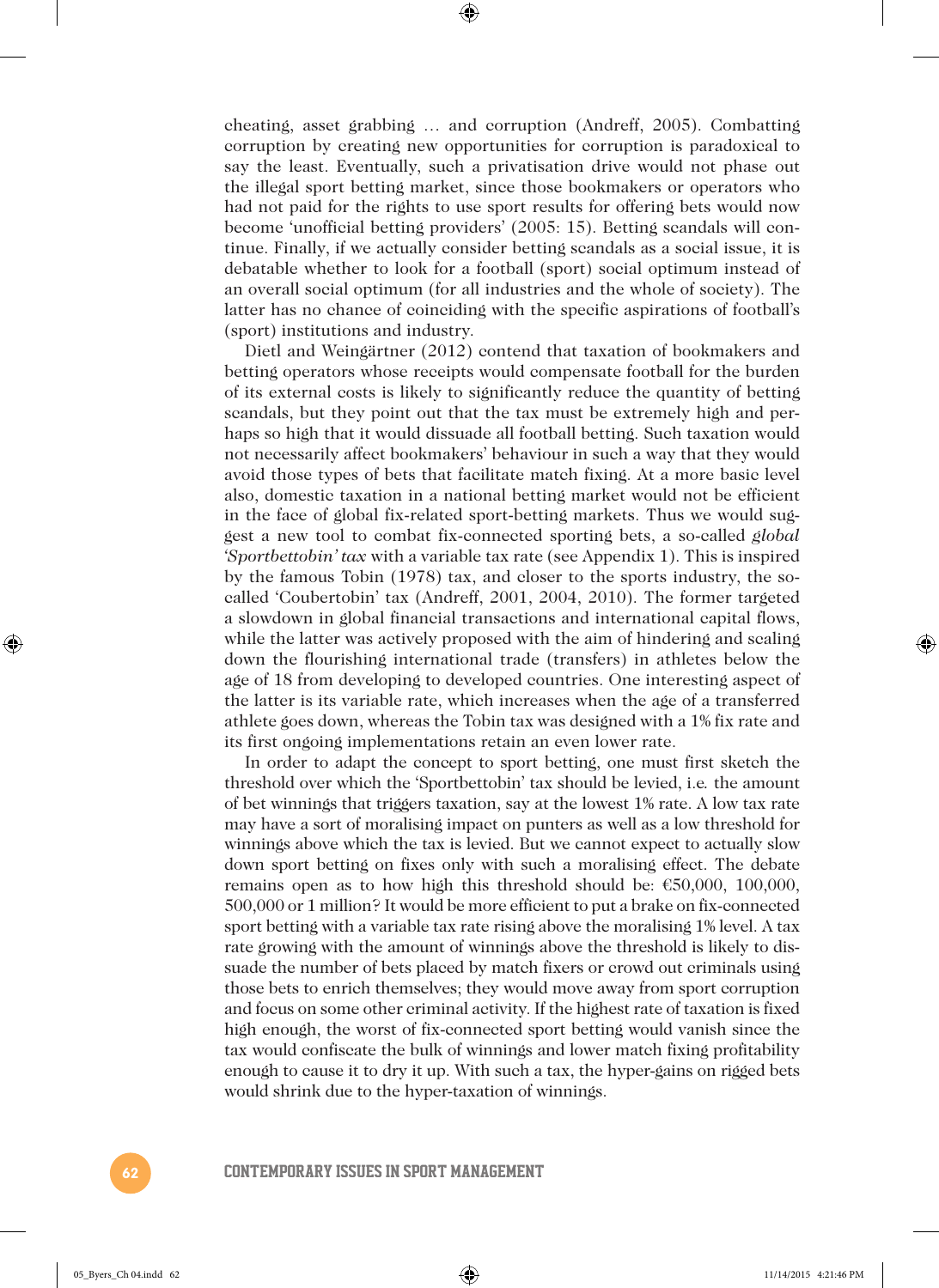cheating, asset grabbing … and corruption (Andreff, 2005). Combatting corruption by creating new opportunities for corruption is paradoxical to say the least. Eventually, such a privatisation drive would not phase out the illegal sport betting market, since those bookmakers or operators who had not paid for the rights to use sport results for offering bets would now become 'unofficial betting providers' (2005: 15). Betting scandals will continue. Finally, if we actually consider betting scandals as a social issue, it is debatable whether to look for a football (sport) social optimum instead of an overall social optimum (for all industries and the whole of society). The latter has no chance of coinciding with the specific aspirations of football's (sport) institutions and industry.

Dietl and Weingärtner (2012) contend that taxation of bookmakers and betting operators whose receipts would compensate football for the burden of its external costs is likely to significantly reduce the quantity of betting scandals, but they point out that the tax must be extremely high and perhaps so high that it would dissuade all football betting. Such taxation would not necessarily affect bookmakers' behaviour in such a way that they would avoid those types of bets that facilitate match fixing. At a more basic level also, domestic taxation in a national betting market would not be efficient in the face of global fix-related sport-betting markets. Thus we would suggest a new tool to combat fix-connected sporting bets, a so-called *global 'Sportbettobin' tax* with a variable tax rate (see Appendix 1). This is inspired by the famous Tobin (1978) tax, and closer to the sports industry, the so-called 'Coubertobin' tax (Andreff, 2001, 2004, 2010). The former targeted a slowdown in global financial transactions and international capital flows, while the latter was actively proposed with the aim of hindering and scaling down the flourishing international trade (transfers) in athletes below the age of 18 from developing to developed countries. One interesting aspect of the latter is its variable rate, which increases when the age of a transferred athlete goes down, whereas the Tobin tax was designed with a 1% fix rate and its first ongoing implementations retain an even lower rate.

In order to adapt the concept to sport betting, one must first sketch the threshold over which the 'Sportbettobin' tax should be levied, i.e. the amount of bet winnings that triggers taxation, say at the lowest 1% rate. A low tax rate may have a sort of moralising impact on punters as well as a low threshold for winnings above which the tax is levied. But we cannot expect to actually slow down sport betting on fixes only with such a moralising effect. The debate remains open as to how high this threshold should be: €50,000, 100,000, 500,000 or 1 million? It would be more efficient to put a brake on fix-connected sport betting with a variable tax rate rising above the moralising 1% level. A tax rate growing with the amount of winnings above the threshold is likely to dissuade the number of bets placed by match fixers or crowd out criminals using those bets to enrich themselves; they would move away from sport corruption and focus on some other criminal activity. If the highest rate of taxation is fixed high enough, the worst of fix-connected sport betting would vanish since the tax would confiscate the bulk of winnings and lower match fixing profitability enough to cause it to dry it up. With such a tax, the hyper-gains on rigged bets would shrink due to the hyper-taxation of winnings.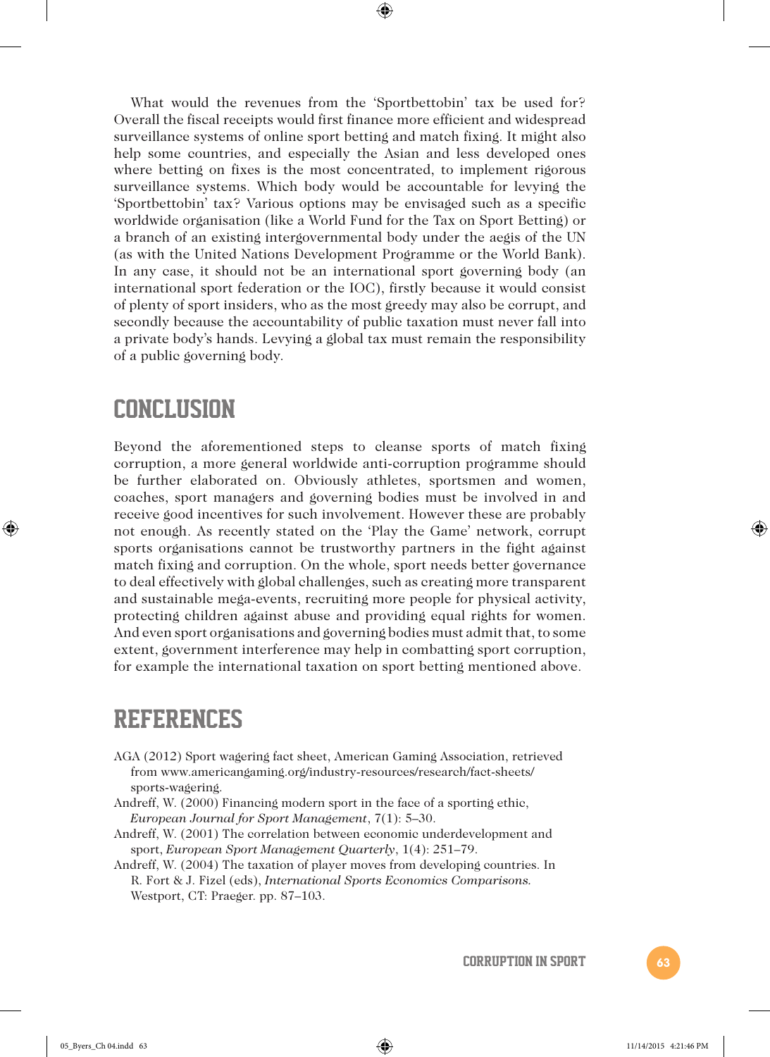What would the revenues from the 'Sportbettobin' tax be used for? Overall the fiscal receipts would first finance more efficient and widespread surveillance systems of online sport betting and match fixing. It might also help some countries, and especially the Asian and less developed ones where betting on fixes is the most concentrated, to implement rigorous surveillance systems. Which body would be accountable for levying the 'Sportbettobin' tax? Various options may be envisaged such as a specific worldwide organisation (like a World Fund for the Tax on Sport Betting) or a branch of an existing intergovernmental body under the aegis of the UN (as with the United Nations Development Programme or the World Bank). In any case, it should not be an international sport governing body (an international sport federation or the IOC), firstly because it would consist of plenty of sport insiders, who as the most greedy may also be corrupt, and secondly because the accountability of public taxation must never fall into a private body's hands. Levying a global tax must remain the responsibility of a public governing body.

## CONCLUSION

Beyond the aforementioned steps to cleanse sports of match fixing corruption, a more general worldwide anti-corruption programme should be further elaborated on. Obviously athletes, sportsmen and women, coaches, sport managers and governing bodies must be involved in and receive good incentives for such involvement. However these are probably not enough. As recently stated on the 'Play the Game' network, corrupt sports organisations cannot be trustworthy partners in the fight against match fixing and corruption. On the whole, sport needs better governance to deal effectively with global challenges, such as creating more transparent and sustainable mega-events, recruiting more people for physical activity, protecting children against abuse and providing equal rights for women. And even sport organisations and governing bodies must admit that, to some extent, government interference may help in combatting sport corruption, for example the international taxation on sport betting mentioned above.

## REFERENCES

AGA (2012) Sport wagering fact sheet, American Gaming Association, retrieved from www.americangaming.org/industry-resources/research/fact-sheets/sports-wagering.

Andreff, W. (2000) Financing modern sport in the face of a sporting ethic, *European Journal for Sport Management*, 7(1): 5–30.

Andreff, W. (2001) The correlation between economic underdevelopment and sport, *European Sport Management Quarterly*, 1(4): 251–79.

Andreff, W. (2004) The taxation of player moves from developing countries. In R. Fort & J. Fizel (eds), *International Sports Economics Comparisons.* Westport, CT: Praeger. pp. 87–103.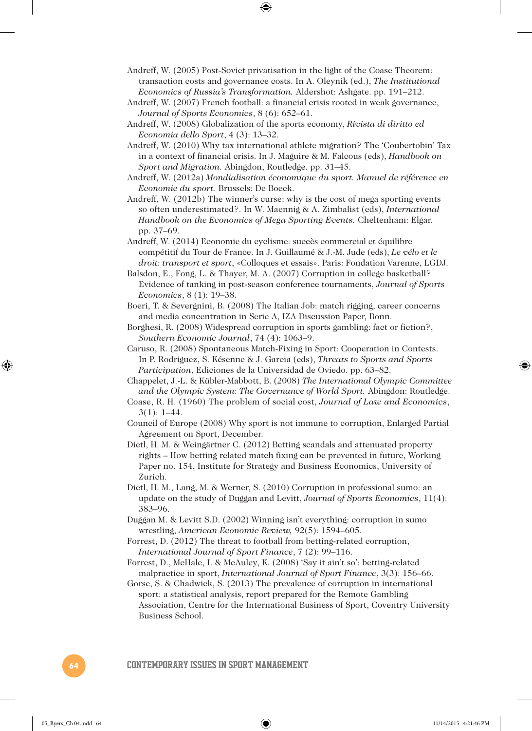Andreff, W. (2005) Post-Soviet privatisation in the light of the Coase Theorem: transaction costs and governance costs. In A. Oleynik (ed.), *The Institutional Economics of Russia's Transformation.* Aldershot: Ashgate. pp. 191–212.

Andreff, W. (2007) French football: a financial crisis rooted in weak governance, *Journal of Sports Economics*, 8 (6): 652–61.

Andreff, W. (2008) Globalization of the sports economy, *Rivista di diritto ed Economia dello Sport*, 4 (3): 13–32.

Andreff, W. (2010) Why tax international athlete migration? The 'Coubertobin' Tax in a context of financial crisis. In J. Maguire & M. Falcous (eds), *Handbook on Sport and Migration.* Abingdon, Routledge. pp. 31–45.

Andreff, W. (2012a) *Mondialisation économique du sport. Manuel de référence en Economie du sport.* Brussels: De Boeck.

Andreff, W. (2012b) The winner's curse: why is the cost of mega sporting events so often underestimated?. In W. Maennig & A. Zimbalist (eds), *International Handbook on the Economics of Mega Sporting Events.* Cheltenham: Elgar. pp. 37–69.

Andreff, W. (2014) Economie du cyclisme: succès commercial et équilibre compétitif du Tour de France. In J. Guillaumé & J.-M. Jude (eds), *Le vélo et le droit: transport et sport*, «Colloques et essais». Paris: Fondation Varenne, LGDJ.

Balsdon, E., Fong, L. & Thayer, M. A. (2007) Corruption in college basketball? Evidence of tanking in post-season conference tournaments, *Journal of Sports Economics*, 8 (1): 19–38.

Boeri, T. & Severgnini, B. (2008) The Italian Job: match rigging, career concerns and media concentration in Serie A, IZA Discussion Paper, Bonn.

Borghesi, R. (2008) Widespread corruption in sports gambling: fact or fiction?, *Southern Economic Journal*, 74 (4): 1063–9.

Caruso, R. (2008) Spontaneous Match-Fixing in Sport: Cooperation in Contests. In P. Rodriguez, S. Késenne & J. Garcia (eds), *Threats to Sports and Sports Participation*, Ediciones de la Universidad de Oviedo. pp. 63–82.

Chappelet, J.-L. & Kübler-Mabbott, B. (2008) *The International Olympic Committee and the Olympic System: The Governance of World Sport.* Abingdon: Routledge.

Coase, R. H. (1960) The problem of social cost, *Journal of Law and Economics*, 3(1): 1–44.

Council of Europe (2008) Why sport is not immune to corruption, Enlarged Partial Agreement on Sport, December.

Dietl, H. M. & Weingärtner C. (2012) Betting scandals and attenuated property rights – How betting related match fixing can be prevented in future, Working Paper no. 154, Institute for Strategy and Business Economics, University of Zurich.

Dietl, H. M., Lang, M. & Werner, S. (2010) Corruption in professional sumo: an update on the study of Duggan and Levitt, *Journal of Sports Economics*, 11(4): 383–96.

Duggan M. & Levitt S.D. (2002) Winning isn't everything: corruption in sumo wrestling, *American Economic Review,* 92(5): 1594–605.

Forrest, D. (2012) The threat to football from betting-related corruption, *International Journal of Sport Finance*, 7 (2): 99–116.

Forrest, D., McHale, I. & McAuley, K. (2008) 'Say it ain't so': betting-related malpractice in sport, *International Journal of Sport Finance*, 3(3): 156–66.

Gorse, S. & Chadwick, S. (2013) The prevalence of corruption in international sport: a statistical analysis, report prepared for the Remote Gambling Association, Centre for the International Business of Sport, Coventry University Business School.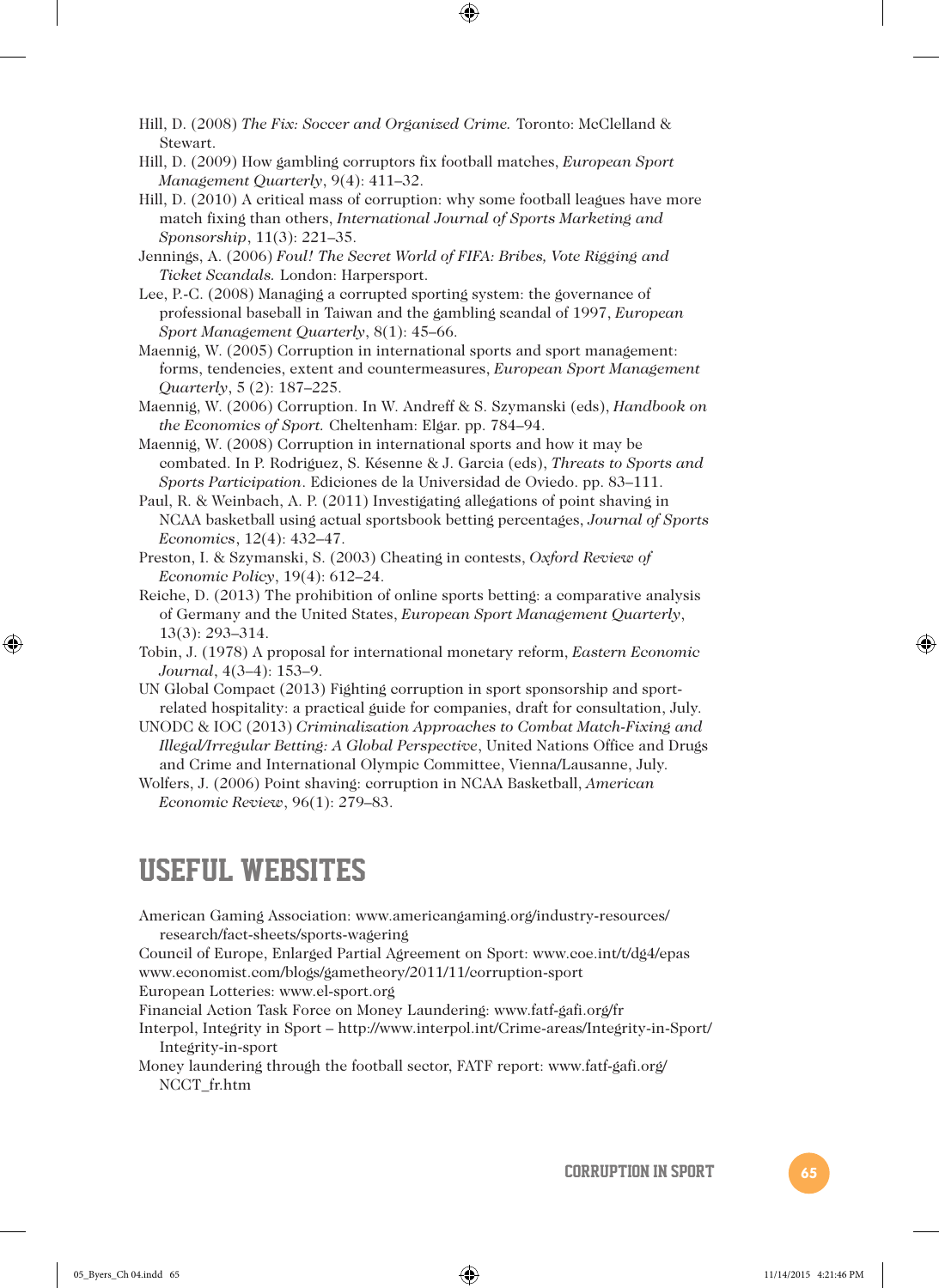Hill, D. (2008) *The Fix: Soccer and Organized Crime.* Toronto: McClelland & Stewart.

Hill, D. (2009) How gambling corruptors fix football matches, *European Sport Management Quarterly*, 9(4): 411–32.

Hill, D. (2010) A critical mass of corruption: why some football leagues have more match fixing than others, *International Journal of Sports Marketing and Sponsorship*, 11(3): 221–35.

Jennings, A. (2006) *Foul! The Secret World of FIFA: Bribes, Vote Rigging and Ticket Scandals.* London: Harpersport.

Lee, P.-C. (2008) Managing a corrupted sporting system: the governance of professional baseball in Taiwan and the gambling scandal of 1997, *European Sport Management Quarterly*, 8(1): 45–66.

Maennig, W. (2005) Corruption in international sports and sport management: forms, tendencies, extent and countermeasures, *European Sport Management Quarterly*, 5 (2): 187–225.

Maennig, W. (2006) Corruption. In W. Andreff & S. Szymanski (eds), *Handbook on the Economics of Sport.* Cheltenham: Elgar. pp. 784–94.

Maennig, W. (2008) Corruption in international sports and how it may be combated. In P. Rodríguez, S. Késenne & J. García (eds), *Threats to Sports and Sports Participation*. Ediciones de la Universidad de Oviedo. pp. 83–111.

Paul, R. & Weinbach, A. P. (2011) Investigating allegations of point shaving in NCAA basketball using actual sportsbook betting percentages, *Journal of Sports Economics*, 12(4): 432–47.

Preston, I. & Szymanski, S. (2003) Cheating in contests, *Oxford Review of Economic Policy*, 19(4): 612–24.

Reiche, D. (2013) The prohibition of online sports betting: a comparative analysis of Germany and the United States, *European Sport Management Quarterly*, 13(3): 293–314.

Tobin, J. (1978) A proposal for international monetary reform, *Eastern Economic Journal*, 4(3–4): 153–9.

UN Global Compact (2013) Fighting corruption in sport sponsorship and sport-related hospitality: a practical guide for companies, draft for consultation, July.

UNODC & IOC (2013) *Criminalization Approaches to Combat Match-Fixing and Illegal/Irregular Betting: A Global Perspective*, United Nations Office and Drugs and Crime and International Olympic Committee, Vienna/Lausanne, July.

Wolfers, J. (2006) Point shaving: corruption in NCAA Basketball, *American Economic Review*, 96(1): 279–83.

## USEFUL WEBSITES

American Gaming Association: www.americangaming.org/industry-resources/research/fact-sheets/sports-wagering

Council of Europe, Enlarged Partial Agreement on Sport: www.coe.int/t/dg4/epas

www.economist.com/blogs/gametheory/2011/11/corruption-sport

European Lotteries: www.el-sport.org

Financial Action Task Force on Money Laundering: www.fatf-gafi.org/fr

Interpol, Integrity in Sport – http://www.interpol.int/Crime-areas/Integrity-in-Sport/Integrity-in-sport

Money laundering through the football sector, FATF report: www.fatf-gafi.org/NCCT_fr.htm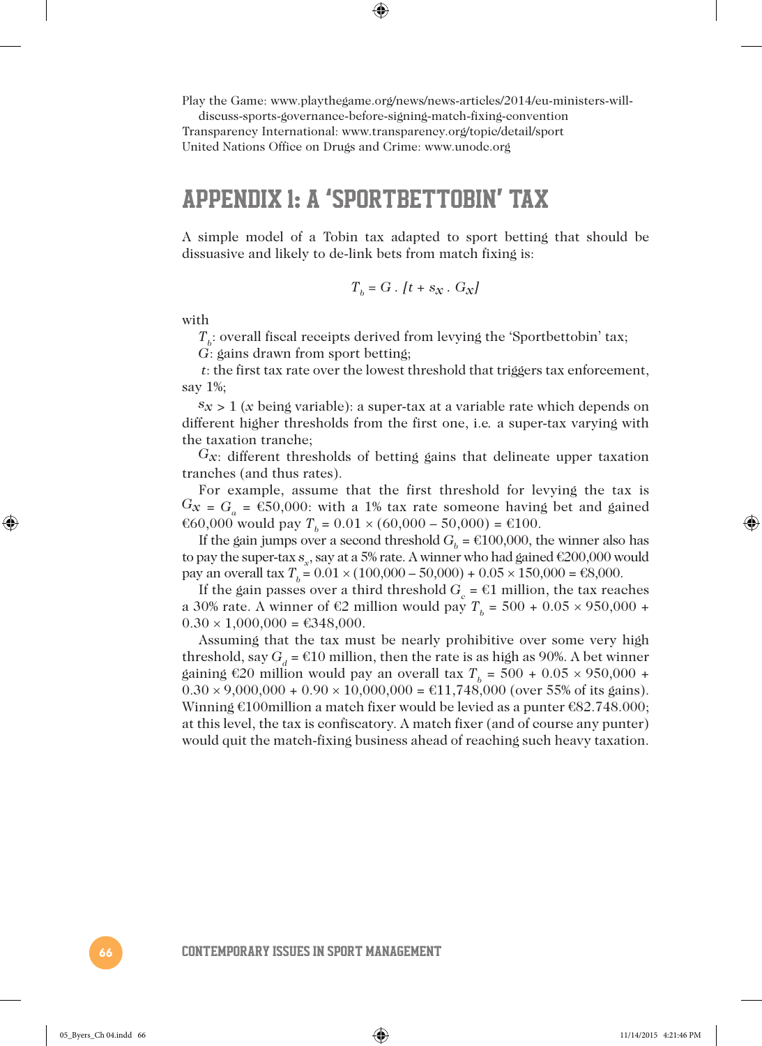Play the Game: www.playthegame.org/news/news-articles/2014/eu-ministers-will-discuss-sports-governance-before-signing-match-fixing-convention
Transparency International: www.transparency.org/topic/detail/sport
United Nations Office on Drugs and Crime: www.unodc.org

## APPENDIX 1: A 'SPORTBETTOBIN' TAX

A simple model of a Tobin tax adapted to sport betting that should be dissuasive and likely to de-link bets from match fixing is:

$$T_b = G \, . \, [t + s_x \, . \, G_x]$$

with

$T_b$: overall fiscal receipts derived from levying the 'Sportbettobin' tax;

$G$: gains drawn from sport betting;

$t$: the first tax rate over the lowest threshold that triggers tax enforcement, say 1%;

$s_x > 1$ ($x$ being variable): a super-tax at a variable rate which depends on different higher thresholds from the first one, i.e. a super-tax varying with the taxation tranche;

$G_x$: different thresholds of betting gains that delineate upper taxation tranches (and thus rates).

For example, assume that the first threshold for levying the tax is $G_x = G_a =$ €50,000: with a 1% tax rate someone having bet and gained €60,000 would pay $T_b = 0.01 \times (60{,}000 - 50{,}000) =$ €100.

If the gain jumps over a second threshold $G_b =$ €100,000, the winner also has to pay the super-tax $s_x$, say at a 5% rate. A winner who had gained €200,000 would pay an overall tax $T_b = 0.01 \times (100{,}000 - 50{,}000) + 0.05 \times 150{,}000 =$ €8,000.

If the gain passes over a third threshold $G_c =$ €1 million, the tax reaches a 30% rate. A winner of €2 million would pay $T_b = 500 + 0.05 \times 950{,}000 + 0.30 \times 1{,}000{,}000 =$ €348,000.

Assuming that the tax must be nearly prohibitive over some very high threshold, say $G_d =$ €10 million, then the rate is as high as 90%. A bet winner gaining €20 million would pay an overall tax $T_b = 500 + 0.05 \times 950{,}000 + 0.30 \times 9{,}000{,}000 + 0.90 \times 10{,}000{,}000 =$ €11,748,000 (over 55% of its gains). Winning €100million a match fixer would be levied as a punter €82.748.000; at this level, the tax is confiscatory. A match fixer (and of course any punter) would quit the match-fixing business ahead of reaching such heavy taxation.